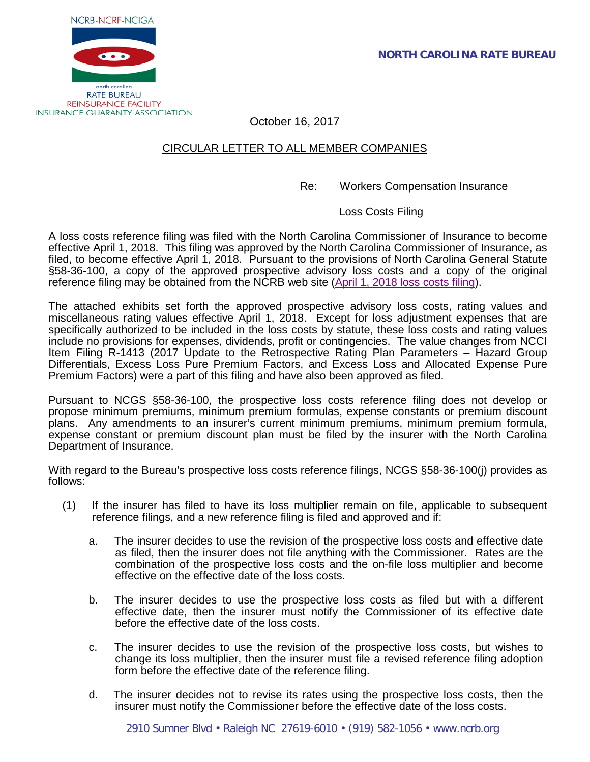NCRB-NCRF-NCIGA

north carolina
RATE BUREAU
REINSURANCE FACILITY
INSURANCE GUARANTY ASSOCIATION

**NORTH CAROLINA RATE BUREAU**

October 16, 2017

CIRCULAR LETTER TO ALL MEMBER COMPANIES

Re: Workers Compensation Insurance

Loss Costs Filing

A loss costs reference filing was filed with the North Carolina Commissioner of Insurance to become effective April 1, 2018. This filing was approved by the North Carolina Commissioner of Insurance, as filed, to become effective April 1, 2018. Pursuant to the provisions of North Carolina General Statute §58-36-100, a copy of the approved prospective advisory loss costs and a copy of the original reference filing may be obtained from the NCRB web site (April 1, 2018 loss costs filing).

The attached exhibits set forth the approved prospective advisory loss costs, rating values and miscellaneous rating values effective April 1, 2018. Except for loss adjustment expenses that are specifically authorized to be included in the loss costs by statute, these loss costs and rating values include no provisions for expenses, dividends, profit or contingencies. The value changes from NCCI Item Filing R-1413 (2017 Update to the Retrospective Rating Plan Parameters – Hazard Group Differentials, Excess Loss Pure Premium Factors, and Excess Loss and Allocated Expense Pure Premium Factors) were a part of this filing and have also been approved as filed.

Pursuant to NCGS §58-36-100, the prospective loss costs reference filing does not develop or propose minimum premiums, minimum premium formulas, expense constants or premium discount plans. Any amendments to an insurer's current minimum premiums, minimum premium formula, expense constant or premium discount plan must be filed by the insurer with the North Carolina Department of Insurance.

With regard to the Bureau's prospective loss costs reference filings, NCGS §58-36-100(j) provides as follows:

(1) If the insurer has filed to have its loss multiplier remain on file, applicable to subsequent reference filings, and a new reference filing is filed and approved and if:

   a. The insurer decides to use the revision of the prospective loss costs and effective date as filed, then the insurer does not file anything with the Commissioner. Rates are the combination of the prospective loss costs and the on-file loss multiplier and become effective on the effective date of the loss costs.

   b. The insurer decides to use the prospective loss costs as filed but with a different effective date, then the insurer must notify the Commissioner of its effective date before the effective date of the loss costs.

   c. The insurer decides to use the revision of the prospective loss costs, but wishes to change its loss multiplier, then the insurer must file a revised reference filing adoption form before the effective date of the reference filing.

   d. The insurer decides not to revise its rates using the prospective loss costs, then the insurer must notify the Commissioner before the effective date of the loss costs.

2910 Sumner Blvd • Raleigh NC 27619-6010 • (919) 582-1056 • www.ncrb.org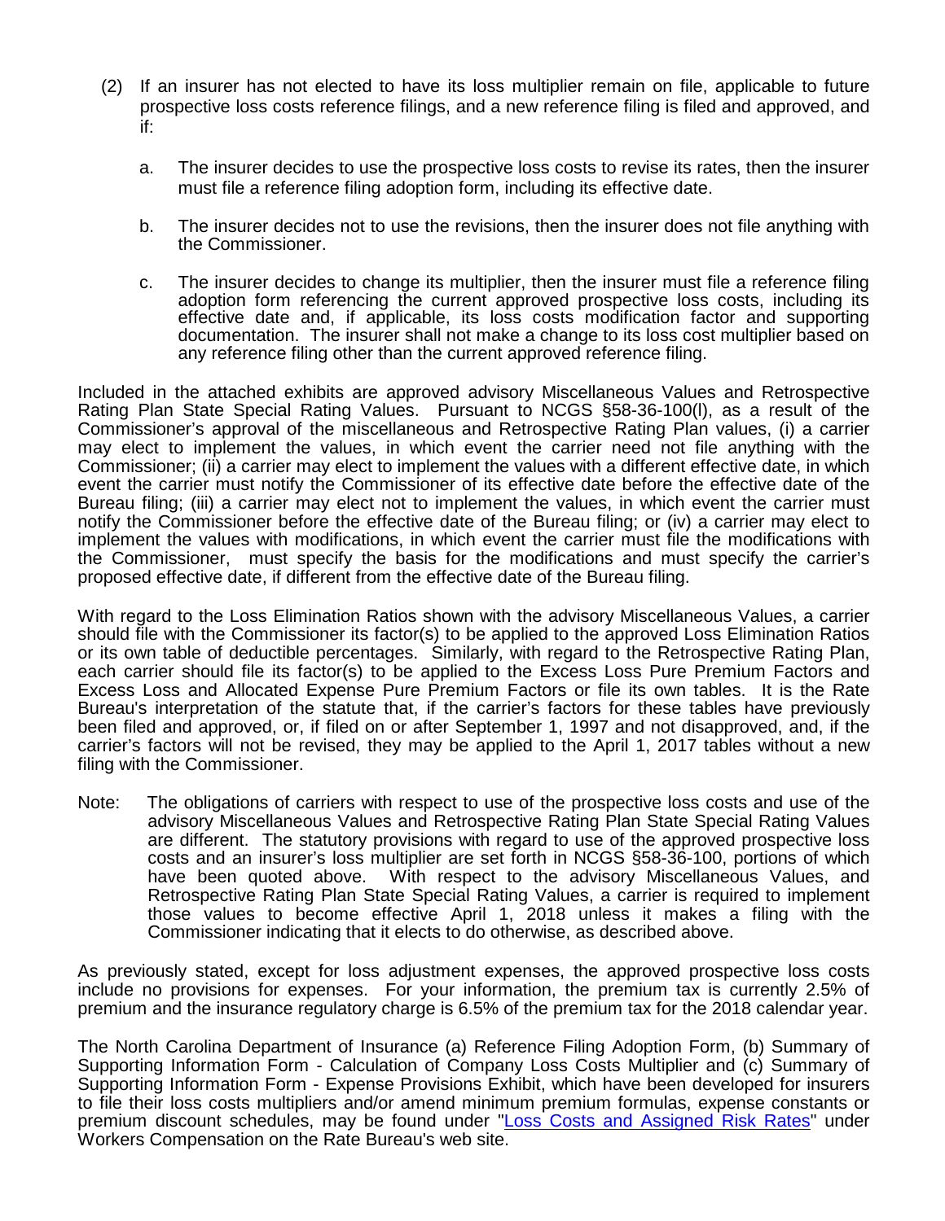(2) If an insurer has not elected to have its loss multiplier remain on file, applicable to future prospective loss costs reference filings, and a new reference filing is filed and approved, and if:

   a. The insurer decides to use the prospective loss costs to revise its rates, then the insurer must file a reference filing adoption form, including its effective date.

   b. The insurer decides not to use the revisions, then the insurer does not file anything with the Commissioner.

   c. The insurer decides to change its multiplier, then the insurer must file a reference filing adoption form referencing the current approved prospective loss costs, including its effective date and, if applicable, its loss costs modification factor and supporting documentation. The insurer shall not make a change to its loss cost multiplier based on any reference filing other than the current approved reference filing.

Included in the attached exhibits are approved advisory Miscellaneous Values and Retrospective Rating Plan State Special Rating Values. Pursuant to NCGS §58-36-100(l), as a result of the Commissioner's approval of the miscellaneous and Retrospective Rating Plan values, (i) a carrier may elect to implement the values, in which event the carrier need not file anything with the Commissioner; (ii) a carrier may elect to implement the values with a different effective date, in which event the carrier must notify the Commissioner of its effective date before the effective date of the Bureau filing; (iii) a carrier may elect not to implement the values, in which event the carrier must notify the Commissioner before the effective date of the Bureau filing; or (iv) a carrier may elect to implement the values with modifications, in which event the carrier must file the modifications with the Commissioner, must specify the basis for the modifications and must specify the carrier's proposed effective date, if different from the effective date of the Bureau filing.

With regard to the Loss Elimination Ratios shown with the advisory Miscellaneous Values, a carrier should file with the Commissioner its factor(s) to be applied to the approved Loss Elimination Ratios or its own table of deductible percentages. Similarly, with regard to the Retrospective Rating Plan, each carrier should file its factor(s) to be applied to the Excess Loss Pure Premium Factors and Excess Loss and Allocated Expense Pure Premium Factors or file its own tables. It is the Rate Bureau's interpretation of the statute that, if the carrier's factors for these tables have previously been filed and approved, or, if filed on or after September 1, 1997 and not disapproved, and, if the carrier's factors will not be revised, they may be applied to the April 1, 2017 tables without a new filing with the Commissioner.

Note: The obligations of carriers with respect to use of the prospective loss costs and use of the advisory Miscellaneous Values and Retrospective Rating Plan State Special Rating Values are different. The statutory provisions with regard to use of the approved prospective loss costs and an insurer's loss multiplier are set forth in NCGS §58-36-100, portions of which have been quoted above. With respect to the advisory Miscellaneous Values, and Retrospective Rating Plan State Special Rating Values, a carrier is required to implement those values to become effective April 1, 2018 unless it makes a filing with the Commissioner indicating that it elects to do otherwise, as described above.

As previously stated, except for loss adjustment expenses, the approved prospective loss costs include no provisions for expenses. For your information, the premium tax is currently 2.5% of premium and the insurance regulatory charge is 6.5% of the premium tax for the 2018 calendar year.

The North Carolina Department of Insurance (a) Reference Filing Adoption Form, (b) Summary of Supporting Information Form - Calculation of Company Loss Costs Multiplier and (c) Summary of Supporting Information Form - Expense Provisions Exhibit, which have been developed for insurers to file their loss costs multipliers and/or amend minimum premium formulas, expense constants or premium discount schedules, may be found under "Loss Costs and Assigned Risk Rates" under Workers Compensation on the Rate Bureau's web site.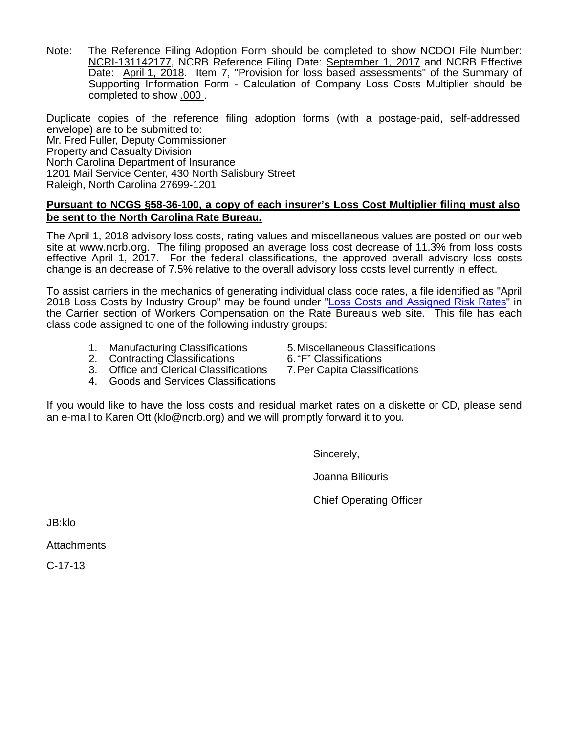Note: The Reference Filing Adoption Form should be completed to show NCDOI File Number: NCRI-131142177, NCRB Reference Filing Date: September 1, 2017 and NCRB Effective Date: April 1, 2018. Item 7, "Provision for loss based assessments" of the Summary of Supporting Information Form - Calculation of Company Loss Costs Multiplier should be completed to show .000 .

Duplicate copies of the reference filing adoption forms (with a postage-paid, self-addressed envelope) are to be submitted to:
Mr. Fred Fuller, Deputy Commissioner
Property and Casualty Division
North Carolina Department of Insurance
1201 Mail Service Center, 430 North Salisbury Street
Raleigh, North Carolina 27699-1201

**Pursuant to NCGS §58-36-100, a copy of each insurer's Loss Cost Multiplier filing must also be sent to the North Carolina Rate Bureau.**

The April 1, 2018 advisory loss costs, rating values and miscellaneous values are posted on our web site at www.ncrb.org. The filing proposed an average loss cost decrease of 11.3% from loss costs effective April 1, 2017. For the federal classifications, the approved overall advisory loss costs change is an decrease of 7.5% relative to the overall advisory loss costs level currently in effect.

To assist carriers in the mechanics of generating individual class code rates, a file identified as "April 2018 Loss Costs by Industry Group" may be found under "Loss Costs and Assigned Risk Rates" in the Carrier section of Workers Compensation on the Rate Bureau's web site. This file has each class code assigned to one of the following industry groups:

1. Manufacturing Classifications
2. Contracting Classifications
3. Office and Clerical Classifications
4. Goods and Services Classifications
5. Miscellaneous Classifications
6. "F" Classifications
7. Per Capita Classifications

If you would like to have the loss costs and residual market rates on a diskette or CD, please send an e-mail to Karen Ott (klo@ncrb.org) and we will promptly forward it to you.

Sincerely,

Joanna Biliouris

Chief Operating Officer

JB:klo

Attachments

C-17-13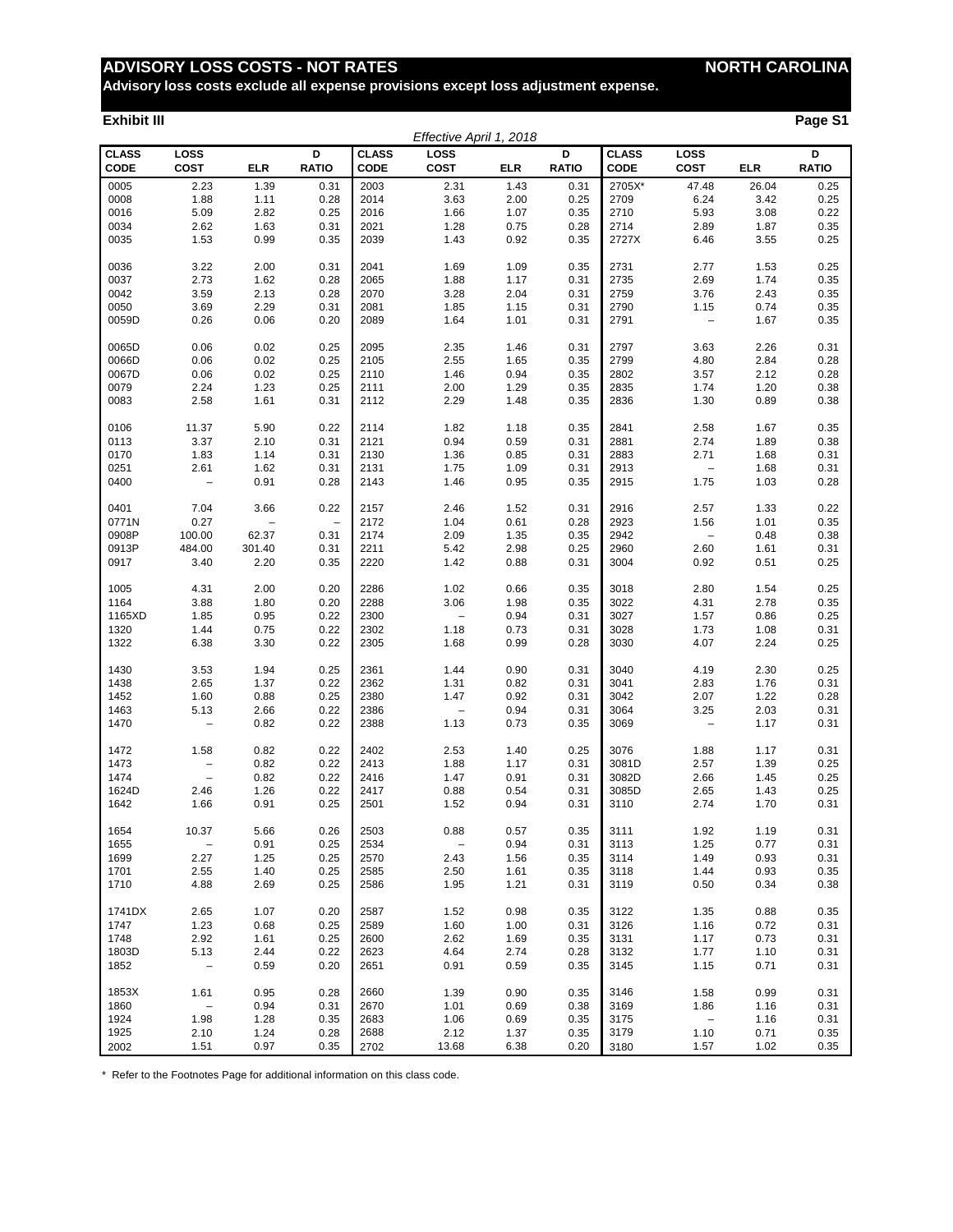# ADVISORY LOSS COSTS - NOT RATES — NORTH CAROLINA

**Advisory loss costs exclude all expense provisions except loss adjustment expense.**

**Exhibit III** — **Page S1**

*Effective April 1, 2018*

| CLASS CODE | LOSS COST | ELR | D RATIO | CLASS CODE | LOSS COST | ELR | D RATIO | CLASS CODE | LOSS COST | ELR | D RATIO |
|---|---|---|---|---|---|---|---|---|---|---|---|
| 0005 | 2.23 | 1.39 | 0.31 | 2003 | 2.31 | 1.43 | 0.31 | 2705X* | 47.48 | 26.04 | 0.25 |
| 0008 | 1.88 | 1.11 | 0.28 | 2014 | 3.63 | 2.00 | 0.25 | 2709 | 6.24 | 3.42 | 0.25 |
| 0016 | 5.09 | 2.82 | 0.25 | 2016 | 1.66 | 1.07 | 0.35 | 2710 | 5.93 | 3.08 | 0.22 |
| 0034 | 2.62 | 1.63 | 0.31 | 2021 | 1.28 | 0.75 | 0.28 | 2714 | 2.89 | 1.87 | 0.35 |
| 0035 | 1.53 | 0.99 | 0.35 | 2039 | 1.43 | 0.92 | 0.35 | 2727X | 6.46 | 3.55 | 0.25 |
| 0036 | 3.22 | 2.00 | 0.31 | 2041 | 1.69 | 1.09 | 0.35 | 2731 | 2.77 | 1.53 | 0.25 |
| 0037 | 2.73 | 1.62 | 0.28 | 2065 | 1.88 | 1.17 | 0.31 | 2735 | 2.69 | 1.74 | 0.35 |
| 0042 | 3.59 | 2.13 | 0.28 | 2070 | 3.28 | 2.04 | 0.31 | 2759 | 3.76 | 2.43 | 0.35 |
| 0050 | 3.69 | 2.29 | 0.31 | 2081 | 1.85 | 1.15 | 0.31 | 2790 | 1.15 | 0.74 | 0.35 |
| 0059D | 0.26 | 0.06 | 0.20 | 2089 | 1.64 | 1.01 | 0.31 | 2791 | – | 1.67 | 0.35 |
| 0065D | 0.06 | 0.02 | 0.25 | 2095 | 2.35 | 1.46 | 0.31 | 2797 | 3.63 | 2.26 | 0.31 |
| 0066D | 0.06 | 0.02 | 0.25 | 2105 | 2.55 | 1.65 | 0.35 | 2799 | 4.80 | 2.84 | 0.28 |
| 0067D | 0.06 | 0.02 | 0.25 | 2110 | 1.46 | 0.94 | 0.35 | 2802 | 3.57 | 2.12 | 0.28 |
| 0079 | 2.24 | 1.23 | 0.25 | 2111 | 2.00 | 1.29 | 0.35 | 2835 | 1.74 | 1.20 | 0.38 |
| 0083 | 2.58 | 1.61 | 0.31 | 2112 | 2.29 | 1.48 | 0.35 | 2836 | 1.30 | 0.89 | 0.38 |
| 0106 | 11.37 | 5.90 | 0.22 | 2114 | 1.82 | 1.18 | 0.35 | 2841 | 2.58 | 1.67 | 0.35 |
| 0113 | 3.37 | 2.10 | 0.31 | 2121 | 0.94 | 0.59 | 0.31 | 2881 | 2.74 | 1.89 | 0.38 |
| 0170 | 1.83 | 1.14 | 0.31 | 2130 | 1.36 | 0.85 | 0.31 | 2883 | 2.71 | 1.68 | 0.31 |
| 0251 | 2.61 | 1.62 | 0.31 | 2131 | 1.75 | 1.09 | 0.31 | 2913 | – | 1.68 | 0.31 |
| 0400 | – | 0.91 | 0.28 | 2143 | 1.46 | 0.95 | 0.35 | 2915 | 1.75 | 1.03 | 0.28 |
| 0401 | 7.04 | 3.66 | 0.22 | 2157 | 2.46 | 1.52 | 0.31 | 2916 | 2.57 | 1.33 | 0.22 |
| 0771N | 0.27 | – | – | 2172 | 1.04 | 0.61 | 0.28 | 2923 | 1.56 | 1.01 | 0.35 |
| 0908P | 100.00 | 62.37 | 0.31 | 2174 | 2.09 | 1.35 | 0.35 | 2942 | – | 0.48 | 0.38 |
| 0913P | 484.00 | 301.40 | 0.31 | 2211 | 5.42 | 2.98 | 0.25 | 2960 | 2.60 | 1.61 | 0.31 |
| 0917 | 3.40 | 2.20 | 0.35 | 2220 | 1.42 | 0.88 | 0.31 | 3004 | 0.92 | 0.51 | 0.25 |
| 1005 | 4.31 | 2.00 | 0.20 | 2286 | 1.02 | 0.66 | 0.35 | 3018 | 2.80 | 1.54 | 0.25 |
| 1164 | 3.88 | 1.80 | 0.20 | 2288 | 3.06 | 1.98 | 0.35 | 3022 | 4.31 | 2.78 | 0.35 |
| 1165XD | 1.85 | 0.95 | 0.22 | 2300 | – | 0.94 | 0.31 | 3027 | 1.57 | 0.86 | 0.25 |
| 1320 | 1.44 | 0.75 | 0.22 | 2302 | 1.18 | 0.73 | 0.31 | 3028 | 1.73 | 1.08 | 0.31 |
| 1322 | 6.38 | 3.30 | 0.22 | 2305 | 1.68 | 0.99 | 0.28 | 3030 | 4.07 | 2.24 | 0.25 |
| 1430 | 3.53 | 1.94 | 0.25 | 2361 | 1.44 | 0.90 | 0.31 | 3040 | 4.19 | 2.30 | 0.25 |
| 1438 | 2.65 | 1.37 | 0.22 | 2362 | 1.31 | 0.82 | 0.31 | 3041 | 2.83 | 1.76 | 0.31 |
| 1452 | 1.60 | 0.88 | 0.25 | 2380 | 1.47 | 0.92 | 0.31 | 3042 | 2.07 | 1.22 | 0.28 |
| 1463 | 5.13 | 2.66 | 0.22 | 2386 | – | 0.94 | 0.31 | 3064 | 3.25 | 2.03 | 0.31 |
| 1470 | – | 0.82 | 0.22 | 2388 | 1.13 | 0.73 | 0.35 | 3069 | – | 1.17 | 0.31 |
| 1472 | 1.58 | 0.82 | 0.22 | 2402 | 2.53 | 1.40 | 0.25 | 3076 | 1.88 | 1.17 | 0.31 |
| 1473 | – | 0.82 | 0.22 | 2413 | 1.88 | 1.17 | 0.31 | 3081D | 2.57 | 1.39 | 0.25 |
| 1474 | – | 0.82 | 0.22 | 2416 | 1.47 | 0.91 | 0.31 | 3082D | 2.66 | 1.45 | 0.25 |
| 1624D | 2.46 | 1.26 | 0.22 | 2417 | 0.88 | 0.54 | 0.31 | 3085D | 2.65 | 1.43 | 0.25 |
| 1642 | 1.66 | 0.91 | 0.25 | 2501 | 1.52 | 0.94 | 0.31 | 3110 | 2.74 | 1.70 | 0.31 |
| 1654 | 10.37 | 5.66 | 0.26 | 2503 | 0.88 | 0.57 | 0.35 | 3111 | 1.92 | 1.19 | 0.31 |
| 1655 | – | 0.91 | 0.25 | 2534 | – | 0.94 | 0.31 | 3113 | 1.25 | 0.77 | 0.31 |
| 1699 | 2.27 | 1.25 | 0.25 | 2570 | 2.43 | 1.56 | 0.35 | 3114 | 1.49 | 0.93 | 0.31 |
| 1701 | 2.55 | 1.40 | 0.25 | 2585 | 2.50 | 1.61 | 0.35 | 3118 | 1.44 | 0.93 | 0.35 |
| 1710 | 4.88 | 2.69 | 0.25 | 2586 | 1.95 | 1.21 | 0.31 | 3119 | 0.50 | 0.34 | 0.38 |
| 1741DX | 2.65 | 1.07 | 0.20 | 2587 | 1.52 | 0.98 | 0.35 | 3122 | 1.35 | 0.88 | 0.35 |
| 1747 | 1.23 | 0.68 | 0.25 | 2589 | 1.60 | 1.00 | 0.31 | 3126 | 1.16 | 0.72 | 0.31 |
| 1748 | 2.92 | 1.61 | 0.25 | 2600 | 2.62 | 1.69 | 0.35 | 3131 | 1.17 | 0.73 | 0.31 |
| 1803D | 5.13 | 2.44 | 0.22 | 2623 | 4.64 | 2.74 | 0.28 | 3132 | 1.77 | 1.10 | 0.31 |
| 1852 | – | 0.59 | 0.20 | 2651 | 0.91 | 0.59 | 0.35 | 3145 | 1.15 | 0.71 | 0.31 |
| 1853X | 1.61 | 0.95 | 0.28 | 2660 | 1.39 | 0.90 | 0.35 | 3146 | 1.58 | 0.99 | 0.31 |
| 1860 | – | 0.94 | 0.31 | 2670 | 1.01 | 0.69 | 0.38 | 3169 | 1.86 | 1.16 | 0.31 |
| 1924 | 1.98 | 1.28 | 0.35 | 2683 | 1.06 | 0.69 | 0.35 | 3175 | – | 1.16 | 0.31 |
| 1925 | 2.10 | 1.24 | 0.28 | 2688 | 2.12 | 1.37 | 0.35 | 3179 | 1.10 | 0.71 | 0.35 |
| 2002 | 1.51 | 0.97 | 0.35 | 2702 | 13.68 | 6.38 | 0.20 | 3180 | 1.57 | 1.02 | 0.35 |

\* Refer to the Footnotes Page for additional information on this class code.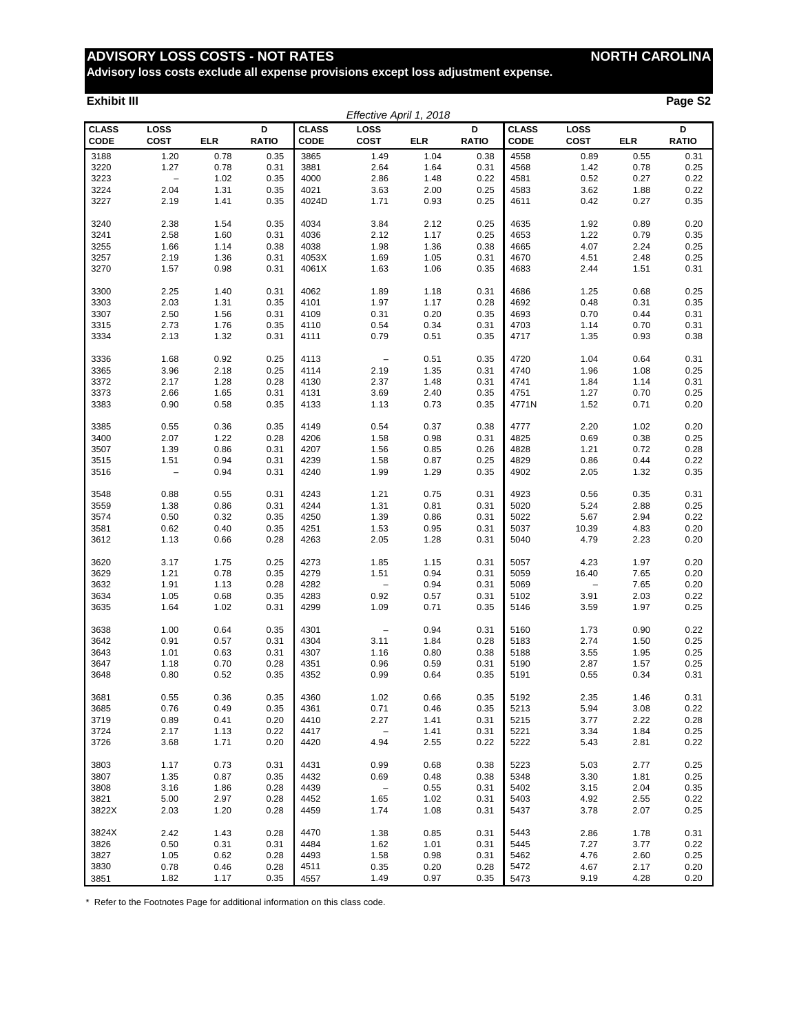# ADVISORY LOSS COSTS - NOT RATES — NORTH CAROLINA

**Advisory loss costs exclude all expense provisions except loss adjustment expense.**

**Exhibit III** — **Page S2**

*Effective April 1, 2018*

| CLASS CODE | LOSS COST | ELR | D RATIO | CLASS CODE | LOSS COST | ELR | D RATIO | CLASS CODE | LOSS COST | ELR | D RATIO |
|---|---|---|---|---|---|---|---|---|---|---|---|
| 3188 | 1.20 | 0.78 | 0.35 | 3865 | 1.49 | 1.04 | 0.38 | 4558 | 0.89 | 0.55 | 0.31 |
| 3220 | 1.27 | 0.78 | 0.31 | 3881 | 2.64 | 1.64 | 0.31 | 4568 | 1.42 | 0.78 | 0.25 |
| 3223 | – | 1.02 | 0.35 | 4000 | 2.86 | 1.48 | 0.22 | 4581 | 0.52 | 0.27 | 0.22 |
| 3224 | 2.04 | 1.31 | 0.35 | 4021 | 3.63 | 2.00 | 0.25 | 4583 | 3.62 | 1.88 | 0.22 |
| 3227 | 2.19 | 1.41 | 0.35 | 4024D | 1.71 | 0.93 | 0.25 | 4611 | 0.42 | 0.27 | 0.35 |
| 3240 | 2.38 | 1.54 | 0.35 | 4034 | 3.84 | 2.12 | 0.25 | 4635 | 1.92 | 0.89 | 0.20 |
| 3241 | 2.58 | 1.60 | 0.31 | 4036 | 2.12 | 1.17 | 0.25 | 4653 | 1.22 | 0.79 | 0.35 |
| 3255 | 1.66 | 1.14 | 0.38 | 4038 | 1.98 | 1.36 | 0.38 | 4665 | 4.07 | 2.24 | 0.25 |
| 3257 | 2.19 | 1.36 | 0.31 | 4053X | 1.69 | 1.05 | 0.31 | 4670 | 4.51 | 2.48 | 0.25 |
| 3270 | 1.57 | 0.98 | 0.31 | 4061X | 1.63 | 1.06 | 0.35 | 4683 | 2.44 | 1.51 | 0.31 |
| 3300 | 2.25 | 1.40 | 0.31 | 4062 | 1.89 | 1.18 | 0.31 | 4686 | 1.25 | 0.68 | 0.25 |
| 3303 | 2.03 | 1.31 | 0.35 | 4101 | 1.97 | 1.17 | 0.28 | 4692 | 0.48 | 0.31 | 0.35 |
| 3307 | 2.50 | 1.56 | 0.31 | 4109 | 0.31 | 0.20 | 0.35 | 4693 | 0.70 | 0.44 | 0.31 |
| 3315 | 2.73 | 1.76 | 0.35 | 4110 | 0.54 | 0.34 | 0.31 | 4703 | 1.14 | 0.70 | 0.31 |
| 3334 | 2.13 | 1.32 | 0.31 | 4111 | 0.79 | 0.51 | 0.35 | 4717 | 1.35 | 0.93 | 0.38 |
| 3336 | 1.68 | 0.92 | 0.25 | 4113 | – | 0.51 | 0.35 | 4720 | 1.04 | 0.64 | 0.31 |
| 3365 | 3.96 | 2.18 | 0.25 | 4114 | 2.19 | 1.35 | 0.31 | 4740 | 1.96 | 1.08 | 0.25 |
| 3372 | 2.17 | 1.28 | 0.28 | 4130 | 2.37 | 1.48 | 0.31 | 4741 | 1.84 | 1.14 | 0.31 |
| 3373 | 2.66 | 1.65 | 0.31 | 4131 | 3.69 | 2.40 | 0.35 | 4751 | 1.27 | 0.70 | 0.25 |
| 3383 | 0.90 | 0.58 | 0.35 | 4133 | 1.13 | 0.73 | 0.35 | 4771N | 1.52 | 0.71 | 0.20 |
| 3385 | 0.55 | 0.36 | 0.35 | 4149 | 0.54 | 0.37 | 0.38 | 4777 | 2.20 | 1.02 | 0.20 |
| 3400 | 2.07 | 1.22 | 0.28 | 4206 | 1.58 | 0.98 | 0.31 | 4825 | 0.69 | 0.38 | 0.25 |
| 3507 | 1.39 | 0.86 | 0.31 | 4207 | 1.56 | 0.85 | 0.26 | 4828 | 1.21 | 0.72 | 0.28 |
| 3515 | 1.51 | 0.94 | 0.31 | 4239 | 1.58 | 0.87 | 0.25 | 4829 | 0.86 | 0.44 | 0.22 |
| 3516 | – | 0.94 | 0.31 | 4240 | 1.99 | 1.29 | 0.35 | 4902 | 2.05 | 1.32 | 0.35 |
| 3548 | 0.88 | 0.55 | 0.31 | 4243 | 1.21 | 0.75 | 0.31 | 4923 | 0.56 | 0.35 | 0.31 |
| 3559 | 1.38 | 0.86 | 0.31 | 4244 | 1.31 | 0.81 | 0.31 | 5020 | 5.24 | 2.88 | 0.25 |
| 3574 | 0.50 | 0.32 | 0.35 | 4250 | 1.39 | 0.86 | 0.31 | 5022 | 5.67 | 2.94 | 0.22 |
| 3581 | 0.62 | 0.40 | 0.35 | 4251 | 1.53 | 0.95 | 0.31 | 5037 | 10.39 | 4.83 | 0.20 |
| 3612 | 1.13 | 0.66 | 0.28 | 4263 | 2.05 | 1.28 | 0.31 | 5040 | 4.79 | 2.23 | 0.20 |
| 3620 | 3.17 | 1.75 | 0.25 | 4273 | 1.85 | 1.15 | 0.31 | 5057 | 4.23 | 1.97 | 0.20 |
| 3629 | 1.21 | 0.78 | 0.35 | 4279 | 1.51 | 0.94 | 0.31 | 5059 | 16.40 | 7.65 | 0.20 |
| 3632 | 1.91 | 1.13 | 0.28 | 4282 | – | 0.94 | 0.31 | 5069 | – | 7.65 | 0.20 |
| 3634 | 1.05 | 0.68 | 0.35 | 4283 | 0.92 | 0.57 | 0.31 | 5102 | 3.91 | 2.03 | 0.22 |
| 3635 | 1.64 | 1.02 | 0.31 | 4299 | 1.09 | 0.71 | 0.35 | 5146 | 3.59 | 1.97 | 0.25 |
| 3638 | 1.00 | 0.64 | 0.35 | 4301 | – | 0.94 | 0.31 | 5160 | 1.73 | 0.90 | 0.22 |
| 3642 | 0.91 | 0.57 | 0.31 | 4304 | 3.11 | 1.84 | 0.28 | 5183 | 2.74 | 1.50 | 0.25 |
| 3643 | 1.01 | 0.63 | 0.31 | 4307 | 1.16 | 0.80 | 0.38 | 5188 | 3.55 | 1.95 | 0.25 |
| 3647 | 1.18 | 0.70 | 0.28 | 4351 | 0.96 | 0.59 | 0.31 | 5190 | 2.87 | 1.57 | 0.25 |
| 3648 | 0.80 | 0.52 | 0.35 | 4352 | 0.99 | 0.64 | 0.35 | 5191 | 0.55 | 0.34 | 0.31 |
| 3681 | 0.55 | 0.36 | 0.35 | 4360 | 1.02 | 0.66 | 0.35 | 5192 | 2.35 | 1.46 | 0.31 |
| 3685 | 0.76 | 0.49 | 0.35 | 4361 | 0.71 | 0.46 | 0.35 | 5213 | 5.94 | 3.08 | 0.22 |
| 3719 | 0.89 | 0.41 | 0.20 | 4410 | 2.27 | 1.41 | 0.31 | 5215 | 3.77 | 2.22 | 0.28 |
| 3724 | 2.17 | 1.13 | 0.22 | 4417 | – | 1.41 | 0.31 | 5221 | 3.34 | 1.84 | 0.25 |
| 3726 | 3.68 | 1.71 | 0.20 | 4420 | 4.94 | 2.55 | 0.22 | 5222 | 5.43 | 2.81 | 0.22 |
| 3803 | 1.17 | 0.73 | 0.31 | 4431 | 0.99 | 0.68 | 0.38 | 5223 | 5.03 | 2.77 | 0.25 |
| 3807 | 1.35 | 0.87 | 0.35 | 4432 | 0.69 | 0.48 | 0.38 | 5348 | 3.30 | 1.81 | 0.25 |
| 3808 | 3.16 | 1.86 | 0.28 | 4439 | – | 0.55 | 0.31 | 5402 | 3.15 | 2.04 | 0.35 |
| 3821 | 5.00 | 2.97 | 0.28 | 4452 | 1.65 | 1.02 | 0.31 | 5403 | 4.92 | 2.55 | 0.22 |
| 3822X | 2.03 | 1.20 | 0.28 | 4459 | 1.74 | 1.08 | 0.31 | 5437 | 3.78 | 2.07 | 0.25 |
| 3824X | 2.42 | 1.43 | 0.28 | 4470 | 1.38 | 0.85 | 0.31 | 5443 | 2.86 | 1.78 | 0.31 |
| 3826 | 0.50 | 0.31 | 0.31 | 4484 | 1.62 | 1.01 | 0.31 | 5445 | 7.27 | 3.77 | 0.22 |
| 3827 | 1.05 | 0.62 | 0.28 | 4493 | 1.58 | 0.98 | 0.31 | 5462 | 4.76 | 2.60 | 0.25 |
| 3830 | 0.78 | 0.46 | 0.28 | 4511 | 0.35 | 0.20 | 0.28 | 5472 | 4.67 | 2.17 | 0.20 |
| 3851 | 1.82 | 1.17 | 0.35 | 4557 | 1.49 | 0.97 | 0.35 | 5473 | 9.19 | 4.28 | 0.20 |

\* Refer to the Footnotes Page for additional information on this class code.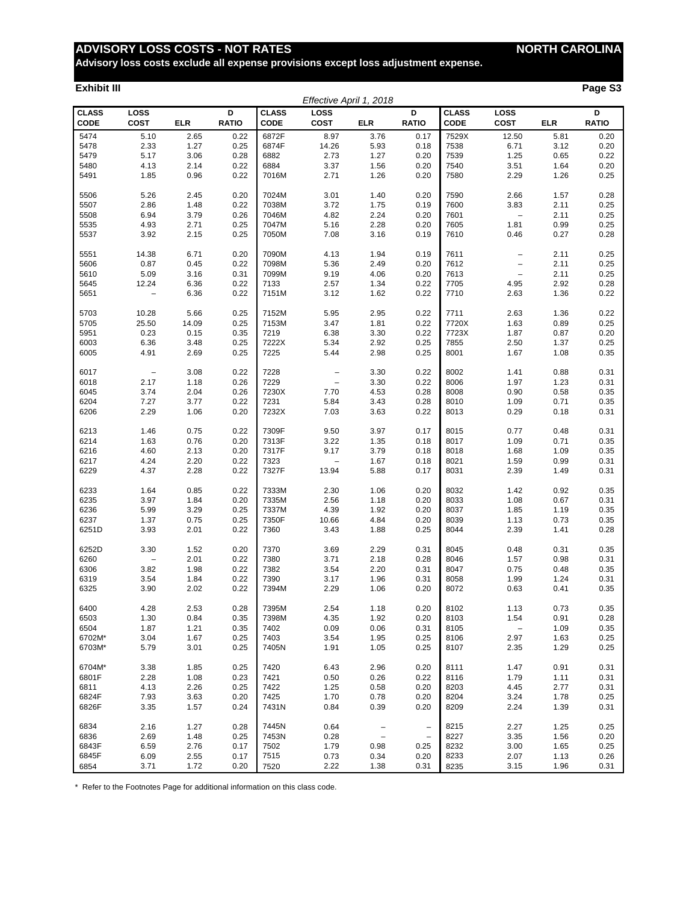# ADVISORY LOSS COSTS - NOT RATES — NORTH CAROLINA

**Advisory loss costs exclude all expense provisions except loss adjustment expense.**

**Exhibit III**

*Effective April 1, 2018*

| CLASS CODE | LOSS COST | ELR | D RATIO | CLASS CODE | LOSS COST | ELR | D RATIO | CLASS CODE | LOSS COST | ELR | D RATIO |
|---|---|---|---|---|---|---|---|---|---|---|---|
| 5474 | 5.10 | 2.65 | 0.22 | 6872F | 8.97 | 3.76 | 0.17 | 7529X | 12.50 | 5.81 | 0.20 |
| 5478 | 2.33 | 1.27 | 0.25 | 6874F | 14.26 | 5.93 | 0.18 | 7538 | 6.71 | 3.12 | 0.20 |
| 5479 | 5.17 | 3.06 | 0.28 | 6882 | 2.73 | 1.27 | 0.20 | 7539 | 1.25 | 0.65 | 0.22 |
| 5480 | 4.13 | 2.14 | 0.22 | 6884 | 3.37 | 1.56 | 0.20 | 7540 | 3.51 | 1.64 | 0.20 |
| 5491 | 1.85 | 0.96 | 0.22 | 7016M | 2.71 | 1.26 | 0.20 | 7580 | 2.29 | 1.26 | 0.25 |
| 5506 | 5.26 | 2.45 | 0.20 | 7024M | 3.01 | 1.40 | 0.20 | 7590 | 2.66 | 1.57 | 0.28 |
| 5507 | 2.86 | 1.48 | 0.22 | 7038M | 3.72 | 1.75 | 0.19 | 7600 | 3.83 | 2.11 | 0.25 |
| 5508 | 6.94 | 3.79 | 0.26 | 7046M | 4.82 | 2.24 | 0.20 | 7601 | – | 2.11 | 0.25 |
| 5535 | 4.93 | 2.71 | 0.25 | 7047M | 5.16 | 2.28 | 0.20 | 7605 | 1.81 | 0.99 | 0.25 |
| 5537 | 3.92 | 2.15 | 0.25 | 7050M | 7.08 | 3.16 | 0.19 | 7610 | 0.46 | 0.27 | 0.28 |
| 5551 | 14.38 | 6.71 | 0.20 | 7090M | 4.13 | 1.94 | 0.19 | 7611 | – | 2.11 | 0.25 |
| 5606 | 0.87 | 0.45 | 0.22 | 7098M | 5.36 | 2.49 | 0.20 | 7612 | – | 2.11 | 0.25 |
| 5610 | 5.09 | 3.16 | 0.31 | 7099M | 9.19 | 4.06 | 0.20 | 7613 | – | 2.11 | 0.25 |
| 5645 | 12.24 | 6.36 | 0.22 | 7133 | 2.57 | 1.34 | 0.22 | 7705 | 4.95 | 2.92 | 0.28 |
| 5651 | – | 6.36 | 0.22 | 7151M | 3.12 | 1.62 | 0.22 | 7710 | 2.63 | 1.36 | 0.22 |
| 5703 | 10.28 | 5.66 | 0.25 | 7152M | 5.95 | 2.95 | 0.22 | 7711 | 2.63 | 1.36 | 0.22 |
| 5705 | 25.50 | 14.09 | 0.25 | 7153M | 3.47 | 1.81 | 0.22 | 7720X | 1.63 | 0.89 | 0.25 |
| 5951 | 0.23 | 0.15 | 0.35 | 7219 | 6.38 | 3.30 | 0.22 | 7723X | 1.87 | 0.87 | 0.20 |
| 6003 | 6.36 | 3.48 | 0.25 | 7222X | 5.34 | 2.92 | 0.25 | 7855 | 2.50 | 1.37 | 0.25 |
| 6005 | 4.91 | 2.69 | 0.25 | 7225 | 5.44 | 2.98 | 0.25 | 8001 | 1.67 | 1.08 | 0.35 |
| 6017 | – | 3.08 | 0.22 | 7228 | – | 3.30 | 0.22 | 8002 | 1.41 | 0.88 | 0.31 |
| 6018 | 2.17 | 1.18 | 0.26 | 7229 | – | 3.30 | 0.22 | 8006 | 1.97 | 1.23 | 0.31 |
| 6045 | 3.74 | 2.04 | 0.26 | 7230X | 7.70 | 4.53 | 0.28 | 8008 | 0.90 | 0.58 | 0.35 |
| 6204 | 7.27 | 3.77 | 0.22 | 7231 | 5.84 | 3.43 | 0.28 | 8010 | 1.09 | 0.71 | 0.35 |
| 6206 | 2.29 | 1.06 | 0.20 | 7232X | 7.03 | 3.63 | 0.22 | 8013 | 0.29 | 0.18 | 0.31 |
| 6213 | 1.46 | 0.75 | 0.22 | 7309F | 9.50 | 3.97 | 0.17 | 8015 | 0.77 | 0.48 | 0.31 |
| 6214 | 1.63 | 0.76 | 0.20 | 7313F | 3.22 | 1.35 | 0.18 | 8017 | 1.09 | 0.71 | 0.35 |
| 6216 | 4.60 | 2.13 | 0.20 | 7317F | 9.17 | 3.79 | 0.18 | 8018 | 1.68 | 1.09 | 0.35 |
| 6217 | 4.24 | 2.20 | 0.22 | 7323 | – | 1.67 | 0.18 | 8021 | 1.59 | 0.99 | 0.31 |
| 6229 | 4.37 | 2.28 | 0.22 | 7327F | 13.94 | 5.88 | 0.17 | 8031 | 2.39 | 1.49 | 0.31 |
| 6233 | 1.64 | 0.85 | 0.22 | 7333M | 2.30 | 1.06 | 0.20 | 8032 | 1.42 | 0.92 | 0.35 |
| 6235 | 3.97 | 1.84 | 0.20 | 7335M | 2.56 | 1.18 | 0.20 | 8033 | 1.08 | 0.67 | 0.31 |
| 6236 | 5.99 | 3.29 | 0.25 | 7337M | 4.39 | 1.92 | 0.20 | 8037 | 1.85 | 1.19 | 0.35 |
| 6237 | 1.37 | 0.75 | 0.25 | 7350F | 10.66 | 4.84 | 0.20 | 8039 | 1.13 | 0.73 | 0.35 |
| 6251D | 3.93 | 2.01 | 0.22 | 7360 | 3.43 | 1.88 | 0.25 | 8044 | 2.39 | 1.41 | 0.28 |
| 6252D | 3.30 | 1.52 | 0.20 | 7370 | 3.69 | 2.29 | 0.31 | 8045 | 0.48 | 0.31 | 0.35 |
| 6260 | – | 2.01 | 0.22 | 7380 | 3.71 | 2.18 | 0.28 | 8046 | 1.57 | 0.98 | 0.31 |
| 6306 | 3.82 | 1.98 | 0.22 | 7382 | 3.54 | 2.20 | 0.31 | 8047 | 0.75 | 0.48 | 0.35 |
| 6319 | 3.54 | 1.84 | 0.22 | 7390 | 3.17 | 1.96 | 0.31 | 8058 | 1.99 | 1.24 | 0.31 |
| 6325 | 3.90 | 2.02 | 0.22 | 7394M | 2.29 | 1.06 | 0.20 | 8072 | 0.63 | 0.41 | 0.35 |
| 6400 | 4.28 | 2.53 | 0.28 | 7395M | 2.54 | 1.18 | 0.20 | 8102 | 1.13 | 0.73 | 0.35 |
| 6503 | 1.30 | 0.84 | 0.35 | 7398M | 4.35 | 1.92 | 0.20 | 8103 | 1.54 | 0.91 | 0.28 |
| 6504 | 1.87 | 1.21 | 0.35 | 7402 | 0.09 | 0.06 | 0.31 | 8105 | – | 1.09 | 0.35 |
| 6702M* | 3.04 | 1.67 | 0.25 | 7403 | 3.54 | 1.95 | 0.25 | 8106 | 2.97 | 1.63 | 0.25 |
| 6703M* | 5.79 | 3.01 | 0.25 | 7405N | 1.91 | 1.05 | 0.25 | 8107 | 2.35 | 1.29 | 0.25 |
| 6704M* | 3.38 | 1.85 | 0.25 | 7420 | 6.43 | 2.96 | 0.20 | 8111 | 1.47 | 0.91 | 0.31 |
| 6801F | 2.28 | 1.08 | 0.23 | 7421 | 0.50 | 0.26 | 0.22 | 8116 | 1.79 | 1.11 | 0.31 |
| 6811 | 4.13 | 2.26 | 0.25 | 7422 | 1.25 | 0.58 | 0.20 | 8203 | 4.45 | 2.77 | 0.31 |
| 6824F | 7.93 | 3.63 | 0.20 | 7425 | 1.70 | 0.78 | 0.20 | 8204 | 3.24 | 1.78 | 0.25 |
| 6826F | 3.35 | 1.57 | 0.24 | 7431N | 0.84 | 0.39 | 0.20 | 8209 | 2.24 | 1.39 | 0.31 |
| 6834 | 2.16 | 1.27 | 0.28 | 7445N | 0.64 | – | – | 8215 | 2.27 | 1.25 | 0.25 |
| 6836 | 2.69 | 1.48 | 0.25 | 7453N | 0.28 | – | – | 8227 | 3.35 | 1.56 | 0.20 |
| 6843F | 6.59 | 2.76 | 0.17 | 7502 | 1.79 | 0.98 | 0.25 | 8232 | 3.00 | 1.65 | 0.25 |
| 6845F | 6.09 | 2.55 | 0.17 | 7515 | 0.73 | 0.34 | 0.20 | 8233 | 2.07 | 1.13 | 0.26 |
| 6854 | 3.71 | 1.72 | 0.20 | 7520 | 2.22 | 1.38 | 0.31 | 8235 | 3.15 | 1.96 | 0.31 |

\* Refer to the Footnotes Page for additional information on this class code.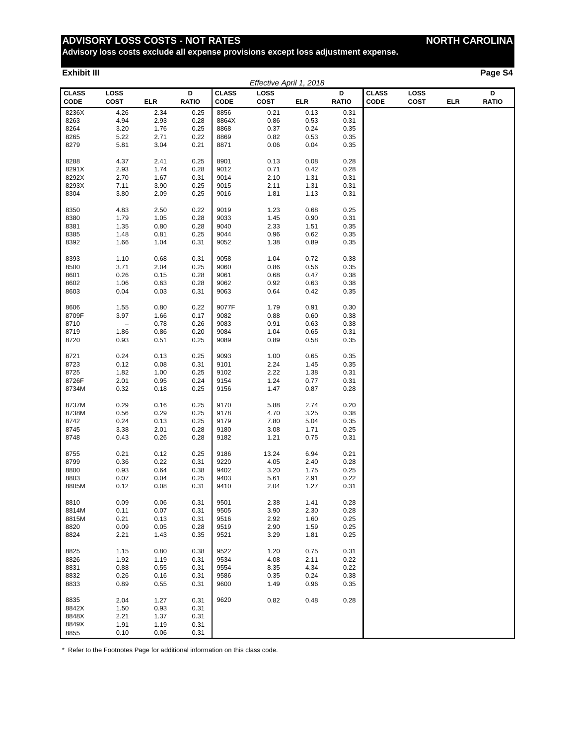# ADVISORY LOSS COSTS - NOT RATES — NORTH CAROLINA

**Advisory loss costs exclude all expense provisions except loss adjustment expense.**

**Exhibit III**

*Effective April 1, 2018*

| CLASS CODE | LOSS COST | ELR | D RATIO | CLASS CODE | LOSS COST | ELR | D RATIO | CLASS CODE | LOSS COST | ELR | D RATIO |
|---|---|---|---|---|---|---|---|---|---|---|---|
| 8236X | 4.26 | 2.34 | 0.25 | 8856 | 0.21 | 0.13 | 0.31 | | | | |
| 8263 | 4.94 | 2.93 | 0.28 | 8864X | 0.86 | 0.53 | 0.31 | | | | |
| 8264 | 3.20 | 1.76 | 0.25 | 8868 | 0.37 | 0.24 | 0.35 | | | | |
| 8265 | 5.22 | 2.71 | 0.22 | 8869 | 0.82 | 0.53 | 0.35 | | | | |
| 8279 | 5.81 | 3.04 | 0.21 | 8871 | 0.06 | 0.04 | 0.35 | | | | |
| 8288 | 4.37 | 2.41 | 0.25 | 8901 | 0.13 | 0.08 | 0.28 | | | | |
| 8291X | 2.93 | 1.74 | 0.28 | 9012 | 0.71 | 0.42 | 0.28 | | | | |
| 8292X | 2.70 | 1.67 | 0.31 | 9014 | 2.10 | 1.31 | 0.31 | | | | |
| 8293X | 7.11 | 3.90 | 0.25 | 9015 | 2.11 | 1.31 | 0.31 | | | | |
| 8304 | 3.80 | 2.09 | 0.25 | 9016 | 1.81 | 1.13 | 0.31 | | | | |
| 8350 | 4.83 | 2.50 | 0.22 | 9019 | 1.23 | 0.68 | 0.25 | | | | |
| 8380 | 1.79 | 1.05 | 0.28 | 9033 | 1.45 | 0.90 | 0.31 | | | | |
| 8381 | 1.35 | 0.80 | 0.28 | 9040 | 2.33 | 1.51 | 0.35 | | | | |
| 8385 | 1.48 | 0.81 | 0.25 | 9044 | 0.96 | 0.62 | 0.35 | | | | |
| 8392 | 1.66 | 1.04 | 0.31 | 9052 | 1.38 | 0.89 | 0.35 | | | | |
| 8393 | 1.10 | 0.68 | 0.31 | 9058 | 1.04 | 0.72 | 0.38 | | | | |
| 8500 | 3.71 | 2.04 | 0.25 | 9060 | 0.86 | 0.56 | 0.35 | | | | |
| 8601 | 0.26 | 0.15 | 0.28 | 9061 | 0.68 | 0.47 | 0.38 | | | | |
| 8602 | 1.06 | 0.63 | 0.28 | 9062 | 0.92 | 0.63 | 0.38 | | | | |
| 8603 | 0.04 | 0.03 | 0.31 | 9063 | 0.64 | 0.42 | 0.35 | | | | |
| 8606 | 1.55 | 0.80 | 0.22 | 9077F | 1.79 | 0.91 | 0.30 | | | | |
| 8709F | 3.97 | 1.66 | 0.17 | 9082 | 0.88 | 0.60 | 0.38 | | | | |
| 8710 | – | 0.78 | 0.26 | 9083 | 0.91 | 0.63 | 0.38 | | | | |
| 8719 | 1.86 | 0.86 | 0.20 | 9084 | 1.04 | 0.65 | 0.31 | | | | |
| 8720 | 0.93 | 0.51 | 0.25 | 9089 | 0.89 | 0.58 | 0.35 | | | | |
| 8721 | 0.24 | 0.13 | 0.25 | 9093 | 1.00 | 0.65 | 0.35 | | | | |
| 8723 | 0.12 | 0.08 | 0.31 | 9101 | 2.24 | 1.45 | 0.35 | | | | |
| 8725 | 1.82 | 1.00 | 0.25 | 9102 | 2.22 | 1.38 | 0.31 | | | | |
| 8726F | 2.01 | 0.95 | 0.24 | 9154 | 1.24 | 0.77 | 0.31 | | | | |
| 8734M | 0.32 | 0.18 | 0.25 | 9156 | 1.47 | 0.87 | 0.28 | | | | |
| 8737M | 0.29 | 0.16 | 0.25 | 9170 | 5.88 | 2.74 | 0.20 | | | | |
| 8738M | 0.56 | 0.29 | 0.25 | 9178 | 4.70 | 3.25 | 0.38 | | | | |
| 8742 | 0.24 | 0.13 | 0.25 | 9179 | 7.80 | 5.04 | 0.35 | | | | |
| 8745 | 3.38 | 2.01 | 0.28 | 9180 | 3.08 | 1.71 | 0.25 | | | | |
| 8748 | 0.43 | 0.26 | 0.28 | 9182 | 1.21 | 0.75 | 0.31 | | | | |
| 8755 | 0.21 | 0.12 | 0.25 | 9186 | 13.24 | 6.94 | 0.21 | | | | |
| 8799 | 0.36 | 0.22 | 0.31 | 9220 | 4.05 | 2.40 | 0.28 | | | | |
| 8800 | 0.93 | 0.64 | 0.38 | 9402 | 3.20 | 1.75 | 0.25 | | | | |
| 8803 | 0.07 | 0.04 | 0.25 | 9403 | 5.61 | 2.91 | 0.22 | | | | |
| 8805M | 0.12 | 0.08 | 0.31 | 9410 | 2.04 | 1.27 | 0.31 | | | | |
| 8810 | 0.09 | 0.06 | 0.31 | 9501 | 2.38 | 1.41 | 0.28 | | | | |
| 8814M | 0.11 | 0.07 | 0.31 | 9505 | 3.90 | 2.30 | 0.28 | | | | |
| 8815M | 0.21 | 0.13 | 0.31 | 9516 | 2.92 | 1.60 | 0.25 | | | | |
| 8820 | 0.09 | 0.05 | 0.28 | 9519 | 2.90 | 1.59 | 0.25 | | | | |
| 8824 | 2.21 | 1.43 | 0.35 | 9521 | 3.29 | 1.81 | 0.25 | | | | |
| 8825 | 1.15 | 0.80 | 0.38 | 9522 | 1.20 | 0.75 | 0.31 | | | | |
| 8826 | 1.92 | 1.19 | 0.31 | 9534 | 4.08 | 2.11 | 0.22 | | | | |
| 8831 | 0.88 | 0.55 | 0.31 | 9554 | 8.35 | 4.34 | 0.22 | | | | |
| 8832 | 0.26 | 0.16 | 0.31 | 9586 | 0.35 | 0.24 | 0.38 | | | | |
| 8833 | 0.89 | 0.55 | 0.31 | 9600 | 1.49 | 0.96 | 0.35 | | | | |
| 8835 | 2.04 | 1.27 | 0.31 | 9620 | 0.82 | 0.48 | 0.28 | | | | |
| 8842X | 1.50 | 0.93 | 0.31 | | | | | | | | |
| 8848X | 2.21 | 1.37 | 0.31 | | | | | | | | |
| 8849X | 1.91 | 1.19 | 0.31 | | | | | | | | |
| 8855 | 0.10 | 0.06 | 0.31 | | | | | | | | |

\* Refer to the Footnotes Page for additional information on this class code.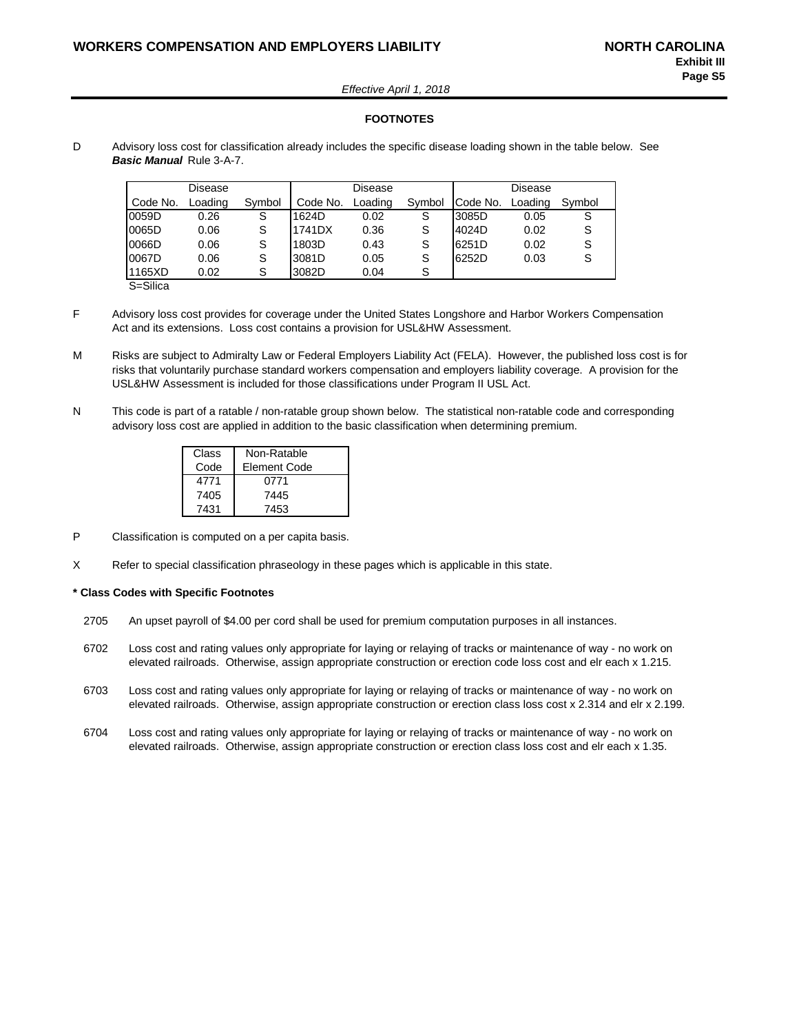## FOOTNOTES

D Advisory loss cost for classification already includes the specific disease loading shown in the table below. See ***Basic Manual*** Rule 3-A-7.

| Code No. | Disease Loading | Symbol | Code No. | Disease Loading | Symbol | Code No. | Disease Loading | Symbol |
|---|---|---|---|---|---|---|---|---|
| 0059D | 0.26 | S | 1624D | 0.02 | S | 3085D | 0.05 | S |
| 0065D | 0.06 | S | 1741DX | 0.36 | S | 4024D | 0.02 | S |
| 0066D | 0.06 | S | 1803D | 0.43 | S | 6251D | 0.02 | S |
| 0067D | 0.06 | S | 3081D | 0.05 | S | 6252D | 0.03 | S |
| 1165XD | 0.02 | S | 3082D | 0.04 | S | | | |

S=Silica

F Advisory loss cost provides for coverage under the United States Longshore and Harbor Workers Compensation Act and its extensions. Loss cost contains a provision for USL&HW Assessment.

M Risks are subject to Admiralty Law or Federal Employers Liability Act (FELA). However, the published loss cost is for risks that voluntarily purchase standard workers compensation and employers liability coverage. A provision for the USL&HW Assessment is included for those classifications under Program II USL Act.

N This code is part of a ratable / non-ratable group shown below. The statistical non-ratable code and corresponding advisory loss cost are applied in addition to the basic classification when determining premium.

| Class Code | Non-Ratable Element Code |
|---|---|
| 4771 | 0771 |
| 7405 | 7445 |
| 7431 | 7453 |

P Classification is computed on a per capita basis.

X Refer to special classification phraseology in these pages which is applicable in this state.

**\* Class Codes with Specific Footnotes**

2705 An upset payroll of $4.00 per cord shall be used for premium computation purposes in all instances.

6702 Loss cost and rating values only appropriate for laying or relaying of tracks or maintenance of way - no work on elevated railroads. Otherwise, assign appropriate construction or erection code loss cost and elr each x 1.215.

6703 Loss cost and rating values only appropriate for laying or relaying of tracks or maintenance of way - no work on elevated railroads. Otherwise, assign appropriate construction or erection class loss cost x 2.314 and elr x 2.199.

6704 Loss cost and rating values only appropriate for laying or relaying of tracks or maintenance of way - no work on elevated railroads. Otherwise, assign appropriate construction or erection class loss cost and elr each x 1.35.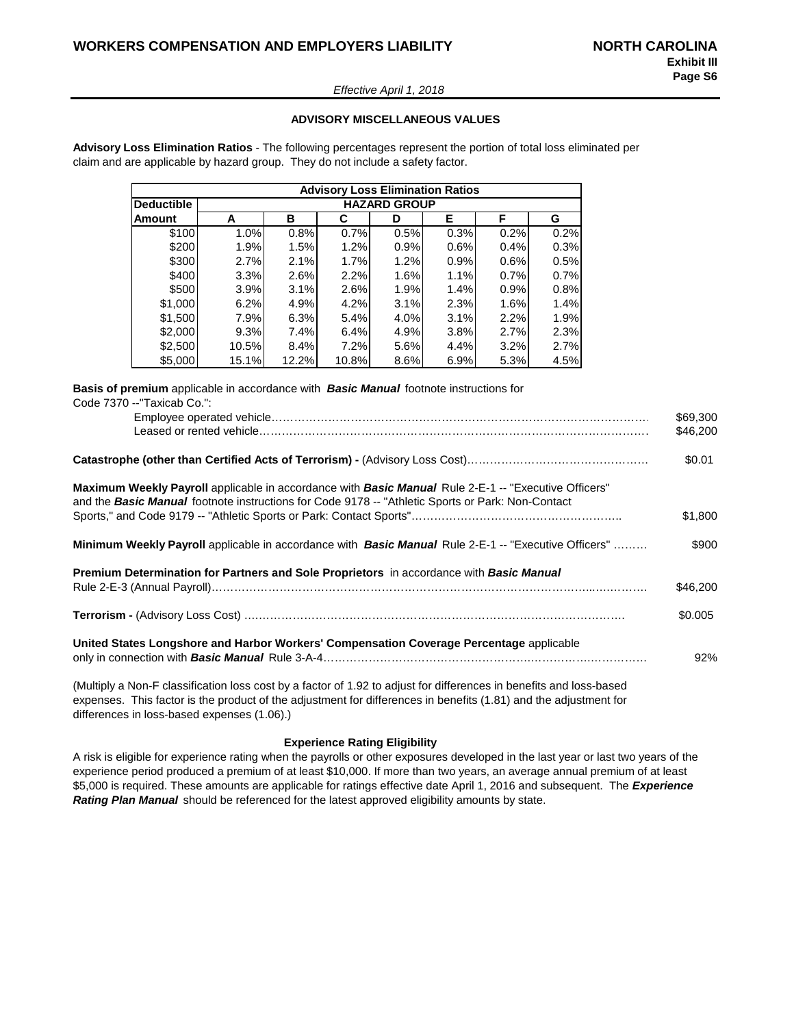Effective April 1, 2018

## ADVISORY MISCELLANEOUS VALUES

**Advisory Loss Elimination Ratios** - The following percentages represent the portion of total loss eliminated per claim and are applicable by hazard group. They do not include a safety factor.

| Advisory Loss Elimination Ratios | | | | | | | |
|---|---|---|---|---|---|---|---|
| **Deductible** | **HAZARD GROUP** | | | | | | |
| **Amount** | **A** | **B** | **C** | **D** | **E** | **F** | **G** |
| $100 | 1.0% | 0.8% | 0.7% | 0.5% | 0.3% | 0.2% | 0.2% |
| $200 | 1.9% | 1.5% | 1.2% | 0.9% | 0.6% | 0.4% | 0.3% |
| $300 | 2.7% | 2.1% | 1.7% | 1.2% | 0.9% | 0.6% | 0.5% |
| $400 | 3.3% | 2.6% | 2.2% | 1.6% | 1.1% | 0.7% | 0.7% |
| $500 | 3.9% | 3.1% | 2.6% | 1.9% | 1.4% | 0.9% | 0.8% |
| $1,000 | 6.2% | 4.9% | 4.2% | 3.1% | 2.3% | 1.6% | 1.4% |
| $1,500 | 7.9% | 6.3% | 5.4% | 4.0% | 3.1% | 2.2% | 1.9% |
| $2,000 | 9.3% | 7.4% | 6.4% | 4.9% | 3.8% | 2.7% | 2.3% |
| $2,500 | 10.5% | 8.4% | 7.2% | 5.6% | 4.4% | 3.2% | 2.7% |
| $5,000 | 15.1% | 12.2% | 10.8% | 8.6% | 6.9% | 5.3% | 4.5% |

**Basis of premium** applicable in accordance with ***Basic Manual*** footnote instructions for Code 7370 --"Taxicab Co.":

- Employee operated vehicle………………………………………… $69,300
- Leased or rented vehicle………………………………………… $46,200

**Catastrophe (other than Certified Acts of Terrorism) -** (Advisory Loss Cost)………………………… $0.01

**Maximum Weekly Payroll** applicable in accordance with ***Basic Manual*** Rule 2-E-1 -- "Executive Officers" and the ***Basic Manual*** footnote instructions for Code 9178 -- "Athletic Sports or Park: Non-Contact Sports," and Code 9179 -- "Athletic Sports or Park: Contact Sports"………………………… $1,800

**Minimum Weekly Payroll** applicable in accordance with ***Basic Manual*** Rule 2-E-1 -- "Executive Officers" ……… $900

**Premium Determination for Partners and Sole Proprietors** in accordance with ***Basic Manual*** Rule 2-E-3 (Annual Payroll)………………………… $46,200

**Terrorism -** (Advisory Loss Cost) ………………………… $0.005

**United States Longshore and Harbor Workers' Compensation Coverage Percentage** applicable only in connection with ***Basic Manual*** Rule 3-A-4………………………… 92%

(Multiply a Non-F classification loss cost by a factor of 1.92 to adjust for differences in benefits and loss-based expenses. This factor is the product of the adjustment for differences in benefits (1.81) and the adjustment for differences in loss-based expenses (1.06).)

### Experience Rating Eligibility

A risk is eligible for experience rating when the payrolls or other exposures developed in the last year or last two years of the experience period produced a premium of at least $10,000. If more than two years, an average annual premium of at least $5,000 is required. These amounts are applicable for ratings effective date April 1, 2016 and subsequent. The ***Experience Rating Plan Manual*** should be referenced for the latest approved eligibility amounts by state.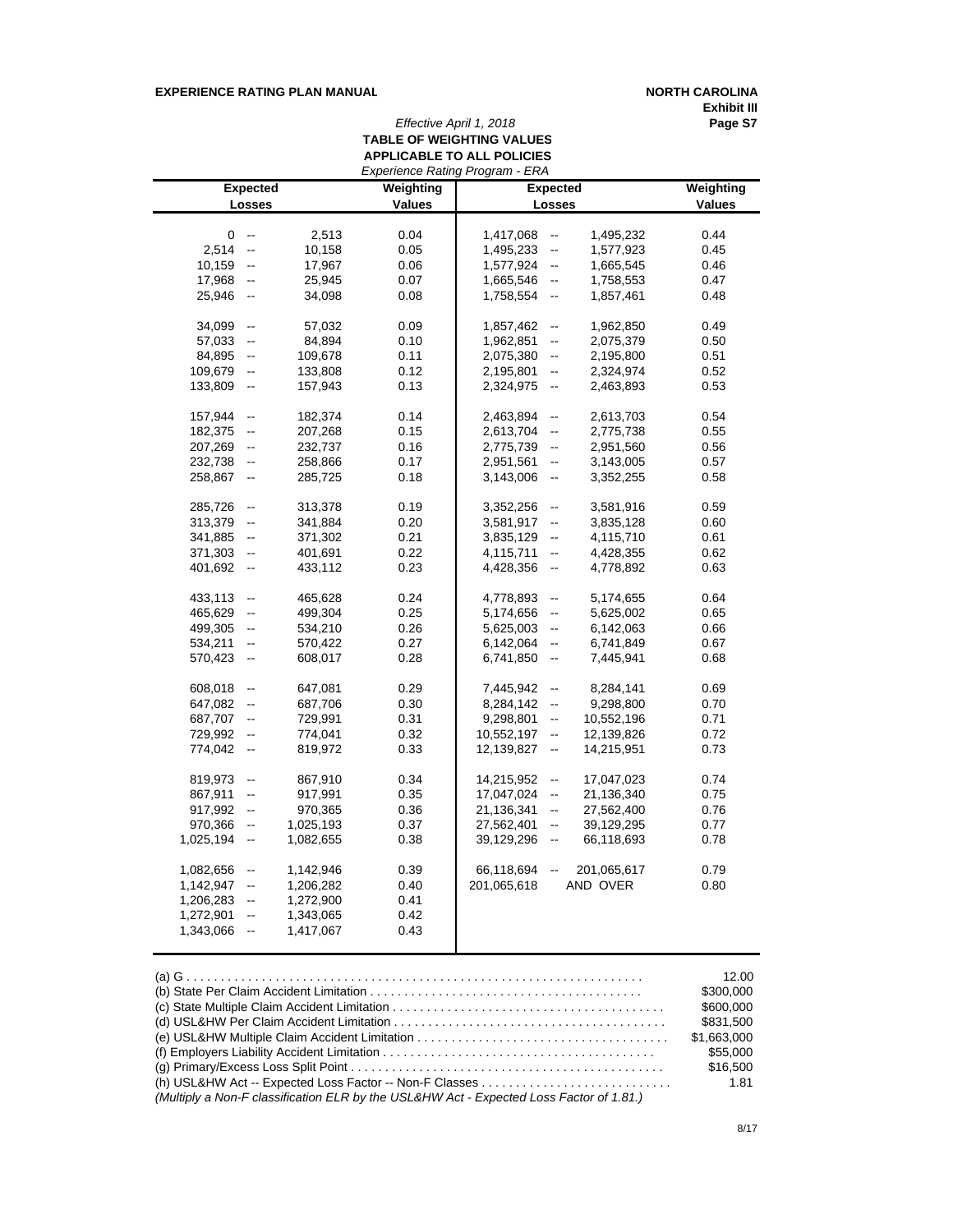**EXPERIENCE RATING PLAN MANUAL** — **NORTH CAROLINA**

**Exhibit III**

*Effective April 1, 2018*

**TABLE OF WEIGHTING VALUES**

**APPLICABLE TO ALL POLICIES**

*Experience Rating Program - ERA*

| Expected Losses | | | Weighting Values | Expected Losses | | | Weighting Values |
|---|---|---|---|---|---|---|---|
| 0 | -- | 2,513 | 0.04 | 1,417,068 | -- | 1,495,232 | 0.44 |
| 2,514 | -- | 10,158 | 0.05 | 1,495,233 | -- | 1,577,923 | 0.45 |
| 10,159 | -- | 17,967 | 0.06 | 1,577,924 | -- | 1,665,545 | 0.46 |
| 17,968 | -- | 25,945 | 0.07 | 1,665,546 | -- | 1,758,553 | 0.47 |
| 25,946 | -- | 34,098 | 0.08 | 1,758,554 | -- | 1,857,461 | 0.48 |
| 34,099 | -- | 57,032 | 0.09 | 1,857,462 | -- | 1,962,850 | 0.49 |
| 57,033 | -- | 84,894 | 0.10 | 1,962,851 | -- | 2,075,379 | 0.50 |
| 84,895 | -- | 109,678 | 0.11 | 2,075,380 | -- | 2,195,800 | 0.51 |
| 109,679 | -- | 133,808 | 0.12 | 2,195,801 | -- | 2,324,974 | 0.52 |
| 133,809 | -- | 157,943 | 0.13 | 2,324,975 | -- | 2,463,893 | 0.53 |
| 157,944 | -- | 182,374 | 0.14 | 2,463,894 | -- | 2,613,703 | 0.54 |
| 182,375 | -- | 207,268 | 0.15 | 2,613,704 | -- | 2,775,738 | 0.55 |
| 207,269 | -- | 232,737 | 0.16 | 2,775,739 | -- | 2,951,560 | 0.56 |
| 232,738 | -- | 258,866 | 0.17 | 2,951,561 | -- | 3,143,005 | 0.57 |
| 258,867 | -- | 285,725 | 0.18 | 3,143,006 | -- | 3,352,255 | 0.58 |
| 285,726 | -- | 313,378 | 0.19 | 3,352,256 | -- | 3,581,916 | 0.59 |
| 313,379 | -- | 341,884 | 0.20 | 3,581,917 | -- | 3,835,128 | 0.60 |
| 341,885 | -- | 371,302 | 0.21 | 3,835,129 | -- | 4,115,710 | 0.61 |
| 371,303 | -- | 401,691 | 0.22 | 4,115,711 | -- | 4,428,355 | 0.62 |
| 401,692 | -- | 433,112 | 0.23 | 4,428,356 | -- | 4,778,892 | 0.63 |
| 433,113 | -- | 465,628 | 0.24 | 4,778,893 | -- | 5,174,655 | 0.64 |
| 465,629 | -- | 499,304 | 0.25 | 5,174,656 | -- | 5,625,002 | 0.65 |
| 499,305 | -- | 534,210 | 0.26 | 5,625,003 | -- | 6,142,063 | 0.66 |
| 534,211 | -- | 570,422 | 0.27 | 6,142,064 | -- | 6,741,849 | 0.67 |
| 570,423 | -- | 608,017 | 0.28 | 6,741,850 | -- | 7,445,941 | 0.68 |
| 608,018 | -- | 647,081 | 0.29 | 7,445,942 | -- | 8,284,141 | 0.69 |
| 647,082 | -- | 687,706 | 0.30 | 8,284,142 | -- | 9,298,800 | 0.70 |
| 687,707 | -- | 729,991 | 0.31 | 9,298,801 | -- | 10,552,196 | 0.71 |
| 729,992 | -- | 774,041 | 0.32 | 10,552,197 | -- | 12,139,826 | 0.72 |
| 774,042 | -- | 819,972 | 0.33 | 12,139,827 | -- | 14,215,951 | 0.73 |
| 819,973 | -- | 867,910 | 0.34 | 14,215,952 | -- | 17,047,023 | 0.74 |
| 867,911 | -- | 917,991 | 0.35 | 17,047,024 | -- | 21,136,340 | 0.75 |
| 917,992 | -- | 970,365 | 0.36 | 21,136,341 | -- | 27,562,400 | 0.76 |
| 970,366 | -- | 1,025,193 | 0.37 | 27,562,401 | -- | 39,129,295 | 0.77 |
| 1,025,194 | -- | 1,082,655 | 0.38 | 39,129,296 | -- | 66,118,693 | 0.78 |
| 1,082,656 | -- | 1,142,946 | 0.39 | 66,118,694 | -- | 201,065,617 | 0.79 |
| 1,142,947 | -- | 1,206,282 | 0.40 | 201,065,618 | | AND OVER | 0.80 |
| 1,206,283 | -- | 1,272,900 | 0.41 | | | | |
| 1,272,901 | -- | 1,343,065 | 0.42 | | | | |
| 1,343,066 | -- | 1,417,067 | 0.43 | | | | |

(a) G . . . . . . . . . . . . . . . . . . . . . . . . . . . . . . . . . . . . . . . . . . . . . . . . . . . . . . . . . . . . . . . . 12.00
(b) State Per Claim Accident Limitation . . . . . . . . . . . . . . . . . . . . . . . . . . . . . . . . . . . . . . . . $300,000
(c) State Multiple Claim Accident Limitation . . . . . . . . . . . . . . . . . . . . . . . . . . . . . . . . . . . . . . . $600,000
(d) USL&HW Per Claim Accident Limitation . . . . . . . . . . . . . . . . . . . . . . . . . . . . . . . . . . . . . . . $831,500
(e) USL&HW Multiple Claim Accident Limitation . . . . . . . . . . . . . . . . . . . . . . . . . . . . . . . . . . . . $1,663,000
(f) Employers Liability Accident Limitation . . . . . . . . . . . . . . . . . . . . . . . . . . . . . . . . . . . . . . . $55,000
(g) Primary/Excess Loss Split Point . . . . . . . . . . . . . . . . . . . . . . . . . . . . . . . . . . . . . . . . . . . . $16,500
(h) USL&HW Act -- Expected Loss Factor -- Non-F Classes . . . . . . . . . . . . . . . . . . . . . . . . . . . . 1.81
*(Multiply a Non-F classification ELR by the USL&HW Act - Expected Loss Factor of 1.81.)*

8/17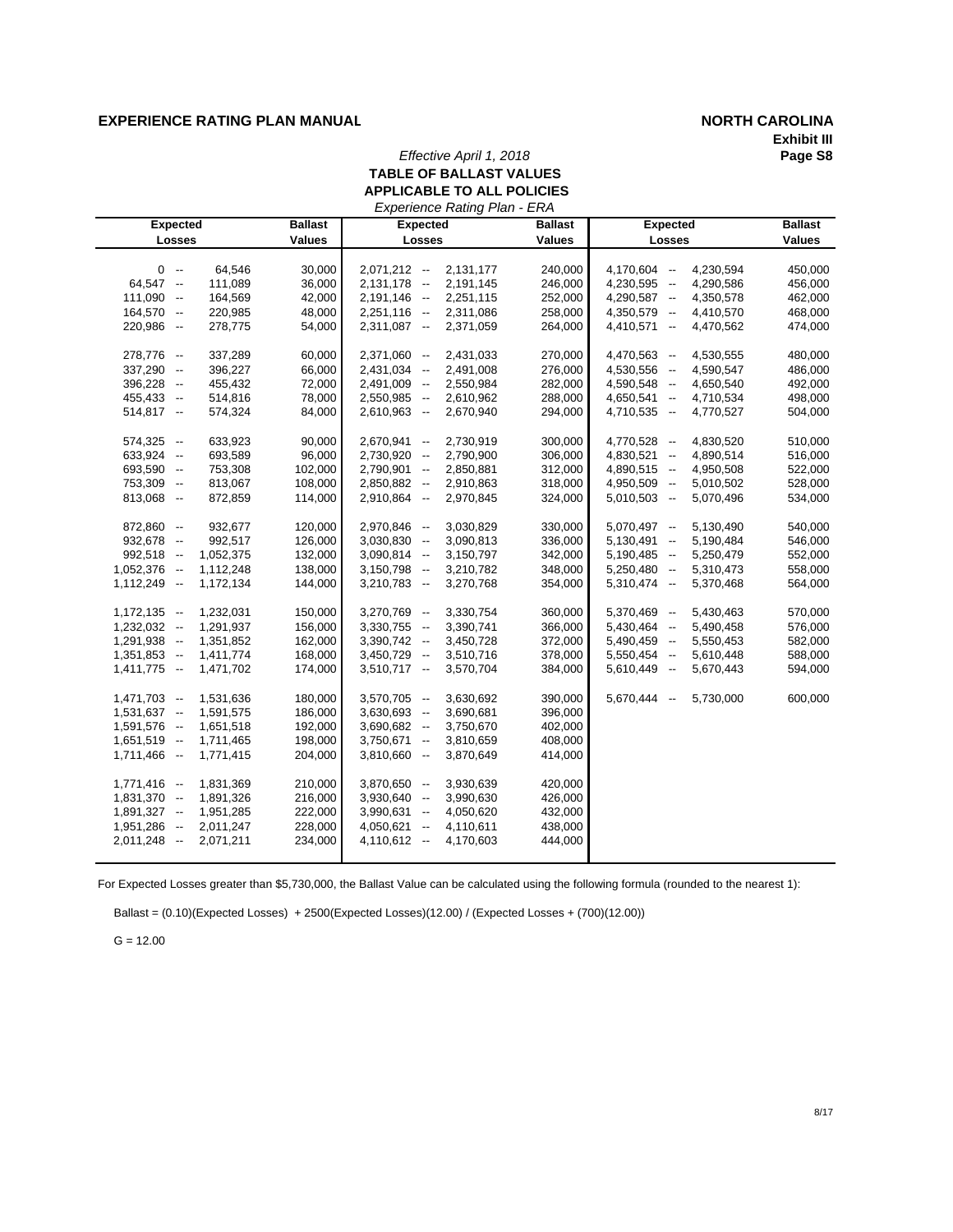**EXPERIENCE RATING PLAN MANUAL** **NORTH CAROLINA**

**Exhibit III**
**Page S8**

*Effective April 1, 2018*

## TABLE OF BALLAST VALUES
## APPLICABLE TO ALL POLICIES

*Experience Rating Plan - ERA*

| Expected Losses | Ballast Values | Expected Losses | Ballast Values | Expected Losses | Ballast Values |
|---|---|---|---|---|---|
| 0 -- 64,546 | 30,000 | 2,071,212 -- 2,131,177 | 240,000 | 4,170,604 -- 4,230,594 | 450,000 |
| 64,547 -- 111,089 | 36,000 | 2,131,178 -- 2,191,145 | 246,000 | 4,230,595 -- 4,290,586 | 456,000 |
| 111,090 -- 164,569 | 42,000 | 2,191,146 -- 2,251,115 | 252,000 | 4,290,587 -- 4,350,578 | 462,000 |
| 164,570 -- 220,985 | 48,000 | 2,251,116 -- 2,311,086 | 258,000 | 4,350,579 -- 4,410,570 | 468,000 |
| 220,986 -- 278,775 | 54,000 | 2,311,087 -- 2,371,059 | 264,000 | 4,410,571 -- 4,470,562 | 474,000 |
| 278,776 -- 337,289 | 60,000 | 2,371,060 -- 2,431,033 | 270,000 | 4,470,563 -- 4,530,555 | 480,000 |
| 337,290 -- 396,227 | 66,000 | 2,431,034 -- 2,491,008 | 276,000 | 4,530,556 -- 4,590,547 | 486,000 |
| 396,228 -- 455,432 | 72,000 | 2,491,009 -- 2,550,984 | 282,000 | 4,590,548 -- 4,650,540 | 492,000 |
| 455,433 -- 514,816 | 78,000 | 2,550,985 -- 2,610,962 | 288,000 | 4,650,541 -- 4,710,534 | 498,000 |
| 514,817 -- 574,324 | 84,000 | 2,610,963 -- 2,670,940 | 294,000 | 4,710,535 -- 4,770,527 | 504,000 |
| 574,325 -- 633,923 | 90,000 | 2,670,941 -- 2,730,919 | 300,000 | 4,770,528 -- 4,830,520 | 510,000 |
| 633,924 -- 693,589 | 96,000 | 2,730,920 -- 2,790,900 | 306,000 | 4,830,521 -- 4,890,514 | 516,000 |
| 693,590 -- 753,308 | 102,000 | 2,790,901 -- 2,850,881 | 312,000 | 4,890,515 -- 4,950,508 | 522,000 |
| 753,309 -- 813,067 | 108,000 | 2,850,882 -- 2,910,863 | 318,000 | 4,950,509 -- 5,010,502 | 528,000 |
| 813,068 -- 872,859 | 114,000 | 2,910,864 -- 2,970,845 | 324,000 | 5,010,503 -- 5,070,496 | 534,000 |
| 872,860 -- 932,677 | 120,000 | 2,970,846 -- 3,030,829 | 330,000 | 5,070,497 -- 5,130,490 | 540,000 |
| 932,678 -- 992,517 | 126,000 | 3,030,830 -- 3,090,813 | 336,000 | 5,130,491 -- 5,190,484 | 546,000 |
| 992,518 -- 1,052,375 | 132,000 | 3,090,814 -- 3,150,797 | 342,000 | 5,190,485 -- 5,250,479 | 552,000 |
| 1,052,376 -- 1,112,248 | 138,000 | 3,150,798 -- 3,210,782 | 348,000 | 5,250,480 -- 5,310,473 | 558,000 |
| 1,112,249 -- 1,172,134 | 144,000 | 3,210,783 -- 3,270,768 | 354,000 | 5,310,474 -- 5,370,468 | 564,000 |
| 1,172,135 -- 1,232,031 | 150,000 | 3,270,769 -- 3,330,754 | 360,000 | 5,370,469 -- 5,430,463 | 570,000 |
| 1,232,032 -- 1,291,937 | 156,000 | 3,330,755 -- 3,390,741 | 366,000 | 5,430,464 -- 5,490,458 | 576,000 |
| 1,291,938 -- 1,351,852 | 162,000 | 3,390,742 -- 3,450,728 | 372,000 | 5,490,459 -- 5,550,453 | 582,000 |
| 1,351,853 -- 1,411,774 | 168,000 | 3,450,729 -- 3,510,716 | 378,000 | 5,550,454 -- 5,610,448 | 588,000 |
| 1,411,775 -- 1,471,702 | 174,000 | 3,510,717 -- 3,570,704 | 384,000 | 5,610,449 -- 5,670,443 | 594,000 |
| 1,471,703 -- 1,531,636 | 180,000 | 3,570,705 -- 3,630,692 | 390,000 | 5,670,444 -- 5,730,000 | 600,000 |
| 1,531,637 -- 1,591,575 | 186,000 | 3,630,693 -- 3,690,681 | 396,000 | | |
| 1,591,576 -- 1,651,518 | 192,000 | 3,690,682 -- 3,750,670 | 402,000 | | |
| 1,651,519 -- 1,711,465 | 198,000 | 3,750,671 -- 3,810,659 | 408,000 | | |
| 1,711,466 -- 1,771,415 | 204,000 | 3,810,660 -- 3,870,649 | 414,000 | | |
| 1,771,416 -- 1,831,369 | 210,000 | 3,870,650 -- 3,930,639 | 420,000 | | |
| 1,831,370 -- 1,891,326 | 216,000 | 3,930,640 -- 3,990,630 | 426,000 | | |
| 1,891,327 -- 1,951,285 | 222,000 | 3,990,631 -- 4,050,620 | 432,000 | | |
| 1,951,286 -- 2,011,247 | 228,000 | 4,050,621 -- 4,110,611 | 438,000 | | |
| 2,011,248 -- 2,071,211 | 234,000 | 4,110,612 -- 4,170,603 | 444,000 | | |

For Expected Losses greater than $5,730,000, the Ballast Value can be calculated using the following formula (rounded to the nearest 1):

Ballast = (0.10)(Expected Losses) + 2500(Expected Losses)(12.00) / (Expected Losses + (700)(12.00))

G = 12.00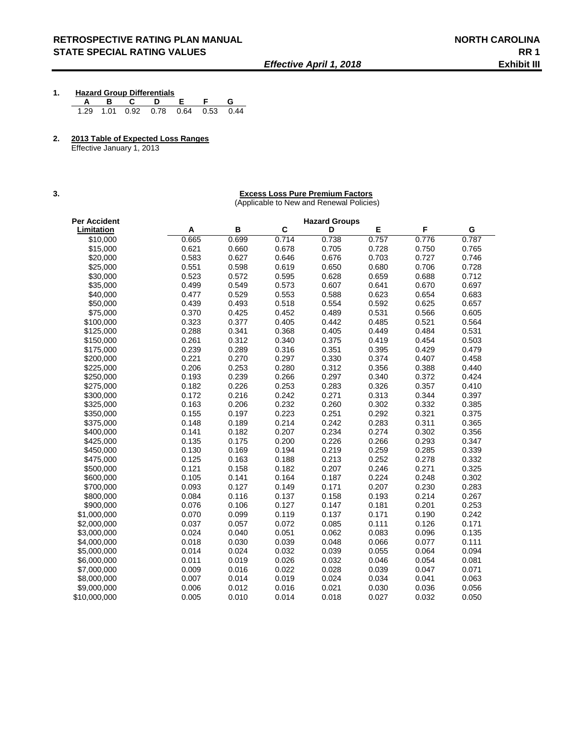# RETROSPECTIVE RATING PLAN MANUAL — NORTH CAROLINA
## STATE SPECIAL RATING VALUES — RR 1

*Effective April 1, 2018* — **Exhibit III**

**1. Hazard Group Differentials**

| A | B | C | D | E | F | G |
|---|---|---|---|---|---|---|
| 1.29 | 1.01 | 0.92 | 0.78 | 0.64 | 0.53 | 0.44 |

**2. 2013 Table of Expected Loss Ranges**

Effective January 1, 2013

**3. Excess Loss Pure Premium Factors**

(Applicable to New and Renewal Policies)

| Per Accident | Hazard Groups | | | | | | |
|---|---|---|---|---|---|---|---|
| Limitation | A | B | C | D | E | F | G |
| $10,000 | 0.665 | 0.699 | 0.714 | 0.738 | 0.757 | 0.776 | 0.787 |
| $15,000 | 0.621 | 0.660 | 0.678 | 0.705 | 0.728 | 0.750 | 0.765 |
| $20,000 | 0.583 | 0.627 | 0.646 | 0.676 | 0.703 | 0.727 | 0.746 |
| $25,000 | 0.551 | 0.598 | 0.619 | 0.650 | 0.680 | 0.706 | 0.728 |
| $30,000 | 0.523 | 0.572 | 0.595 | 0.628 | 0.659 | 0.688 | 0.712 |
| $35,000 | 0.499 | 0.549 | 0.573 | 0.607 | 0.641 | 0.670 | 0.697 |
| $40,000 | 0.477 | 0.529 | 0.553 | 0.588 | 0.623 | 0.654 | 0.683 |
| $50,000 | 0.439 | 0.493 | 0.518 | 0.554 | 0.592 | 0.625 | 0.657 |
| $75,000 | 0.370 | 0.425 | 0.452 | 0.489 | 0.531 | 0.566 | 0.605 |
| $100,000 | 0.323 | 0.377 | 0.405 | 0.442 | 0.485 | 0.521 | 0.564 |
| $125,000 | 0.288 | 0.341 | 0.368 | 0.405 | 0.449 | 0.484 | 0.531 |
| $150,000 | 0.261 | 0.312 | 0.340 | 0.375 | 0.419 | 0.454 | 0.503 |
| $175,000 | 0.239 | 0.289 | 0.316 | 0.351 | 0.395 | 0.429 | 0.479 |
| $200,000 | 0.221 | 0.270 | 0.297 | 0.330 | 0.374 | 0.407 | 0.458 |
| $225,000 | 0.206 | 0.253 | 0.280 | 0.312 | 0.356 | 0.388 | 0.440 |
| $250,000 | 0.193 | 0.239 | 0.266 | 0.297 | 0.340 | 0.372 | 0.424 |
| $275,000 | 0.182 | 0.226 | 0.253 | 0.283 | 0.326 | 0.357 | 0.410 |
| $300,000 | 0.172 | 0.216 | 0.242 | 0.271 | 0.313 | 0.344 | 0.397 |
| $325,000 | 0.163 | 0.206 | 0.232 | 0.260 | 0.302 | 0.332 | 0.385 |
| $350,000 | 0.155 | 0.197 | 0.223 | 0.251 | 0.292 | 0.321 | 0.375 |
| $375,000 | 0.148 | 0.189 | 0.214 | 0.242 | 0.283 | 0.311 | 0.365 |
| $400,000 | 0.141 | 0.182 | 0.207 | 0.234 | 0.274 | 0.302 | 0.356 |
| $425,000 | 0.135 | 0.175 | 0.200 | 0.226 | 0.266 | 0.293 | 0.347 |
| $450,000 | 0.130 | 0.169 | 0.194 | 0.219 | 0.259 | 0.285 | 0.339 |
| $475,000 | 0.125 | 0.163 | 0.188 | 0.213 | 0.252 | 0.278 | 0.332 |
| $500,000 | 0.121 | 0.158 | 0.182 | 0.207 | 0.246 | 0.271 | 0.325 |
| $600,000 | 0.105 | 0.141 | 0.164 | 0.187 | 0.224 | 0.248 | 0.302 |
| $700,000 | 0.093 | 0.127 | 0.149 | 0.171 | 0.207 | 0.230 | 0.283 |
| $800,000 | 0.084 | 0.116 | 0.137 | 0.158 | 0.193 | 0.214 | 0.267 |
| $900,000 | 0.076 | 0.106 | 0.127 | 0.147 | 0.181 | 0.201 | 0.253 |
| $1,000,000 | 0.070 | 0.099 | 0.119 | 0.137 | 0.171 | 0.190 | 0.242 |
| $2,000,000 | 0.037 | 0.057 | 0.072 | 0.085 | 0.111 | 0.126 | 0.171 |
| $3,000,000 | 0.024 | 0.040 | 0.051 | 0.062 | 0.083 | 0.096 | 0.135 |
| $4,000,000 | 0.018 | 0.030 | 0.039 | 0.048 | 0.066 | 0.077 | 0.111 |
| $5,000,000 | 0.014 | 0.024 | 0.032 | 0.039 | 0.055 | 0.064 | 0.094 |
| $6,000,000 | 0.011 | 0.019 | 0.026 | 0.032 | 0.046 | 0.054 | 0.081 |
| $7,000,000 | 0.009 | 0.016 | 0.022 | 0.028 | 0.039 | 0.047 | 0.071 |
| $8,000,000 | 0.007 | 0.014 | 0.019 | 0.024 | 0.034 | 0.041 | 0.063 |
| $9,000,000 | 0.006 | 0.012 | 0.016 | 0.021 | 0.030 | 0.036 | 0.056 |
| $10,000,000 | 0.005 | 0.010 | 0.014 | 0.018 | 0.027 | 0.032 | 0.050 |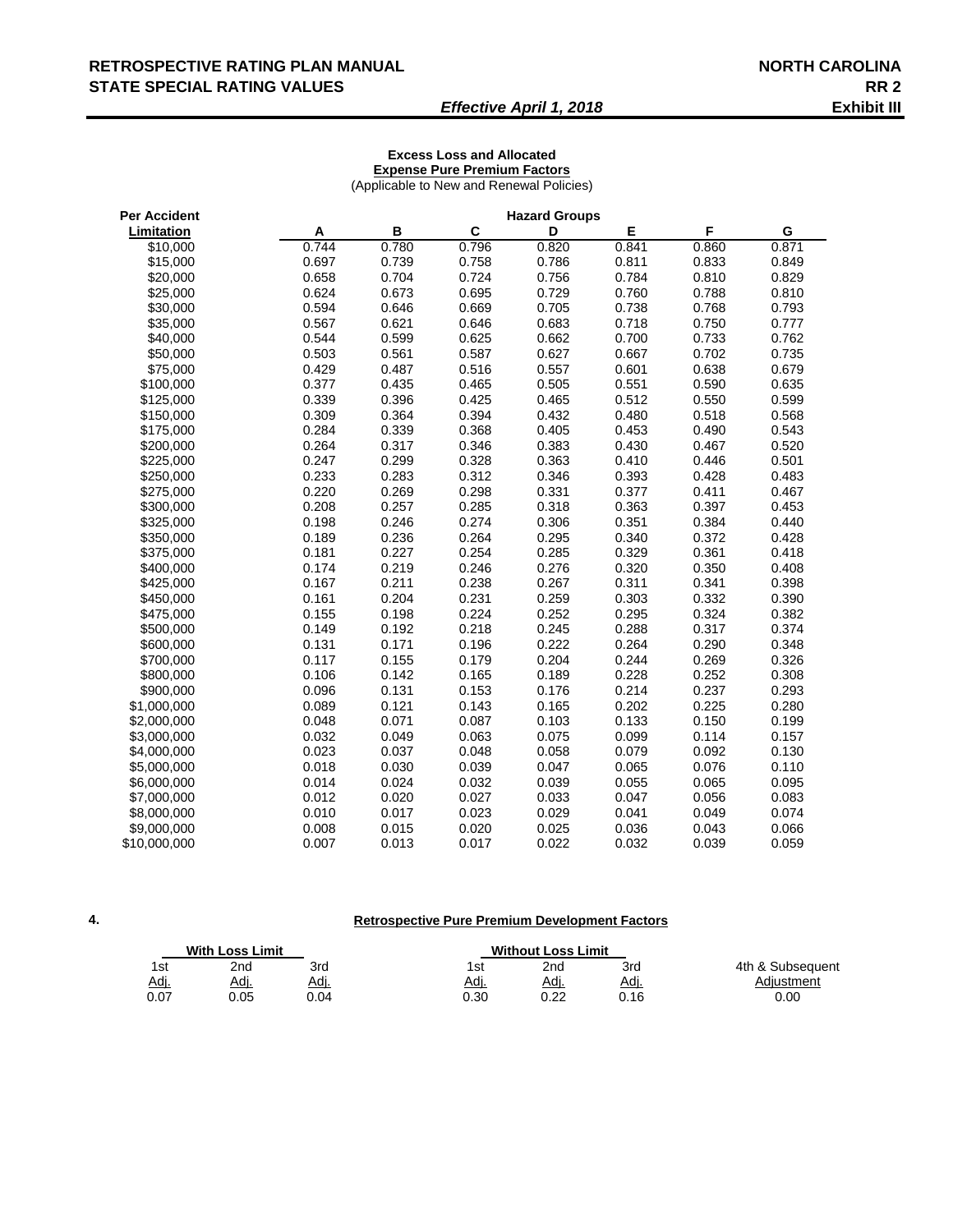**Excess Loss and Allocated**
**Expense Pure Premium Factors**
(Applicable to New and Renewal Policies)

| Per Accident Limitation | Hazard Groups A | B | C | D | E | F | G |
|---|---|---|---|---|---|---|---|
| $10,000 | 0.744 | 0.780 | 0.796 | 0.820 | 0.841 | 0.860 | 0.871 |
| $15,000 | 0.697 | 0.739 | 0.758 | 0.786 | 0.811 | 0.833 | 0.849 |
| $20,000 | 0.658 | 0.704 | 0.724 | 0.756 | 0.784 | 0.810 | 0.829 |
| $25,000 | 0.624 | 0.673 | 0.695 | 0.729 | 0.760 | 0.788 | 0.810 |
| $30,000 | 0.594 | 0.646 | 0.669 | 0.705 | 0.738 | 0.768 | 0.793 |
| $35,000 | 0.567 | 0.621 | 0.646 | 0.683 | 0.718 | 0.750 | 0.777 |
| $40,000 | 0.544 | 0.599 | 0.625 | 0.662 | 0.700 | 0.733 | 0.762 |
| $50,000 | 0.503 | 0.561 | 0.587 | 0.627 | 0.667 | 0.702 | 0.735 |
| $75,000 | 0.429 | 0.487 | 0.516 | 0.557 | 0.601 | 0.638 | 0.679 |
| $100,000 | 0.377 | 0.435 | 0.465 | 0.505 | 0.551 | 0.590 | 0.635 |
| $125,000 | 0.339 | 0.396 | 0.425 | 0.465 | 0.512 | 0.550 | 0.599 |
| $150,000 | 0.309 | 0.364 | 0.394 | 0.432 | 0.480 | 0.518 | 0.568 |
| $175,000 | 0.284 | 0.339 | 0.368 | 0.405 | 0.453 | 0.490 | 0.543 |
| $200,000 | 0.264 | 0.317 | 0.346 | 0.383 | 0.430 | 0.467 | 0.520 |
| $225,000 | 0.247 | 0.299 | 0.328 | 0.363 | 0.410 | 0.446 | 0.501 |
| $250,000 | 0.233 | 0.283 | 0.312 | 0.346 | 0.393 | 0.428 | 0.483 |
| $275,000 | 0.220 | 0.269 | 0.298 | 0.331 | 0.377 | 0.411 | 0.467 |
| $300,000 | 0.208 | 0.257 | 0.285 | 0.318 | 0.363 | 0.397 | 0.453 |
| $325,000 | 0.198 | 0.246 | 0.274 | 0.306 | 0.351 | 0.384 | 0.440 |
| $350,000 | 0.189 | 0.236 | 0.264 | 0.295 | 0.340 | 0.372 | 0.428 |
| $375,000 | 0.181 | 0.227 | 0.254 | 0.285 | 0.329 | 0.361 | 0.418 |
| $400,000 | 0.174 | 0.219 | 0.246 | 0.276 | 0.320 | 0.350 | 0.408 |
| $425,000 | 0.167 | 0.211 | 0.238 | 0.267 | 0.311 | 0.341 | 0.398 |
| $450,000 | 0.161 | 0.204 | 0.231 | 0.259 | 0.303 | 0.332 | 0.390 |
| $475,000 | 0.155 | 0.198 | 0.224 | 0.252 | 0.295 | 0.324 | 0.382 |
| $500,000 | 0.149 | 0.192 | 0.218 | 0.245 | 0.288 | 0.317 | 0.374 |
| $600,000 | 0.131 | 0.171 | 0.196 | 0.222 | 0.264 | 0.290 | 0.348 |
| $700,000 | 0.117 | 0.155 | 0.179 | 0.204 | 0.244 | 0.269 | 0.326 |
| $800,000 | 0.106 | 0.142 | 0.165 | 0.189 | 0.228 | 0.252 | 0.308 |
| $900,000 | 0.096 | 0.131 | 0.153 | 0.176 | 0.214 | 0.237 | 0.293 |
| $1,000,000 | 0.089 | 0.121 | 0.143 | 0.165 | 0.202 | 0.225 | 0.280 |
| $2,000,000 | 0.048 | 0.071 | 0.087 | 0.103 | 0.133 | 0.150 | 0.199 |
| $3,000,000 | 0.032 | 0.049 | 0.063 | 0.075 | 0.099 | 0.114 | 0.157 |
| $4,000,000 | 0.023 | 0.037 | 0.048 | 0.058 | 0.079 | 0.092 | 0.130 |
| $5,000,000 | 0.018 | 0.030 | 0.039 | 0.047 | 0.065 | 0.076 | 0.110 |
| $6,000,000 | 0.014 | 0.024 | 0.032 | 0.039 | 0.055 | 0.065 | 0.095 |
| $7,000,000 | 0.012 | 0.020 | 0.027 | 0.033 | 0.047 | 0.056 | 0.083 |
| $8,000,000 | 0.010 | 0.017 | 0.023 | 0.029 | 0.041 | 0.049 | 0.074 |
| $9,000,000 | 0.008 | 0.015 | 0.020 | 0.025 | 0.036 | 0.043 | 0.066 |
| $10,000,000 | 0.007 | 0.013 | 0.017 | 0.022 | 0.032 | 0.039 | 0.059 |

**4. Retrospective Pure Premium Development Factors**

| With Loss Limit 1st Adj. | 2nd Adj. | 3rd Adj. | Without Loss Limit 1st Adj. | 2nd Adj. | 3rd Adj. | 4th & Subsequent Adjustment |
|---|---|---|---|---|---|---|
| 0.07 | 0.05 | 0.04 | 0.30 | 0.22 | 0.16 | 0.00 |